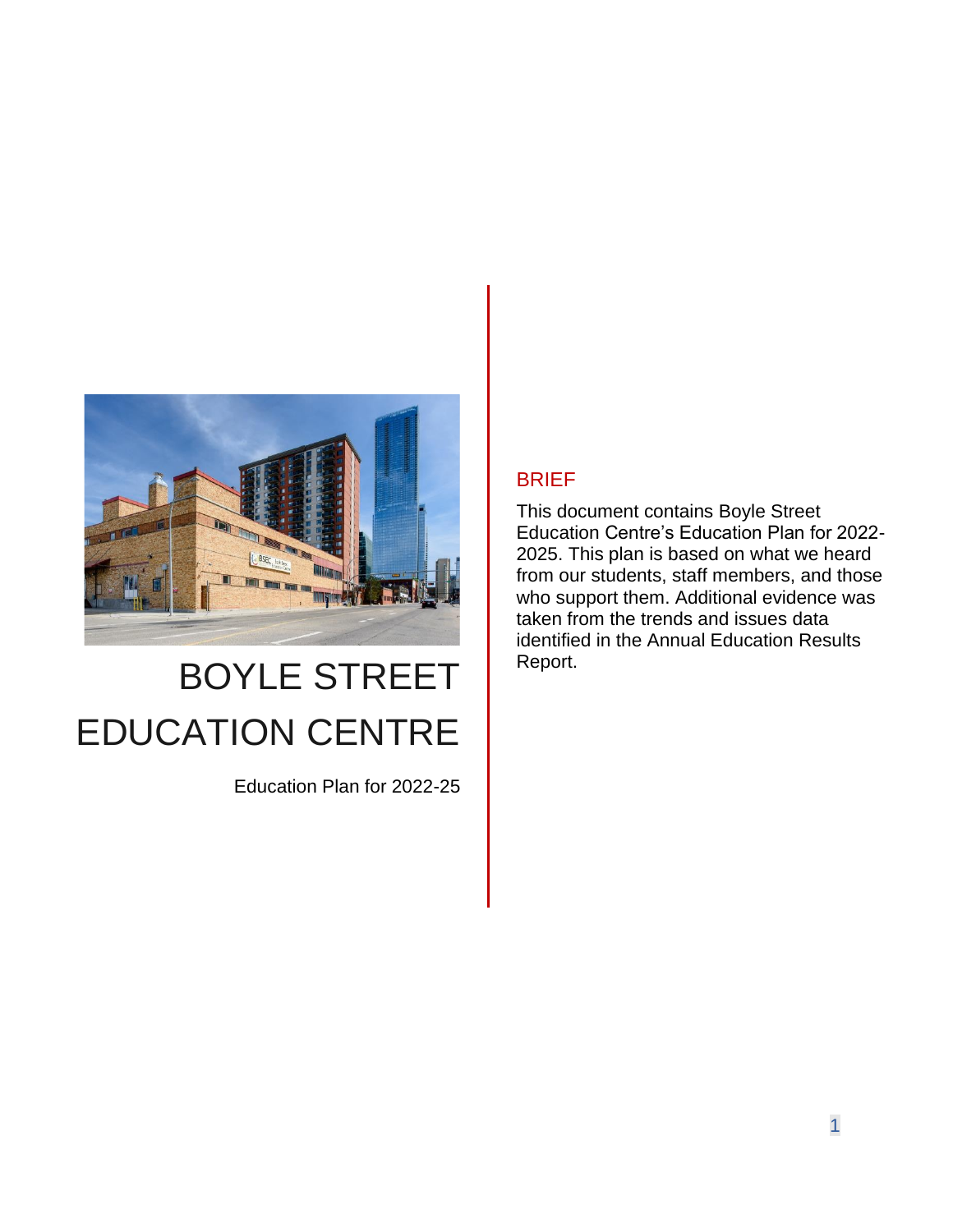# BOYLE STREET EDUCATION CENTRE

Education Plan for 2022-25

## BRIEF

This document contains Boyle Street Education Centre's Education Plan for 2022-2025. This plan is based on what we heard from our students, staff members, and those who support them. Additional evidence was taken from the trends and issues data identified in the Annual Education Results Report.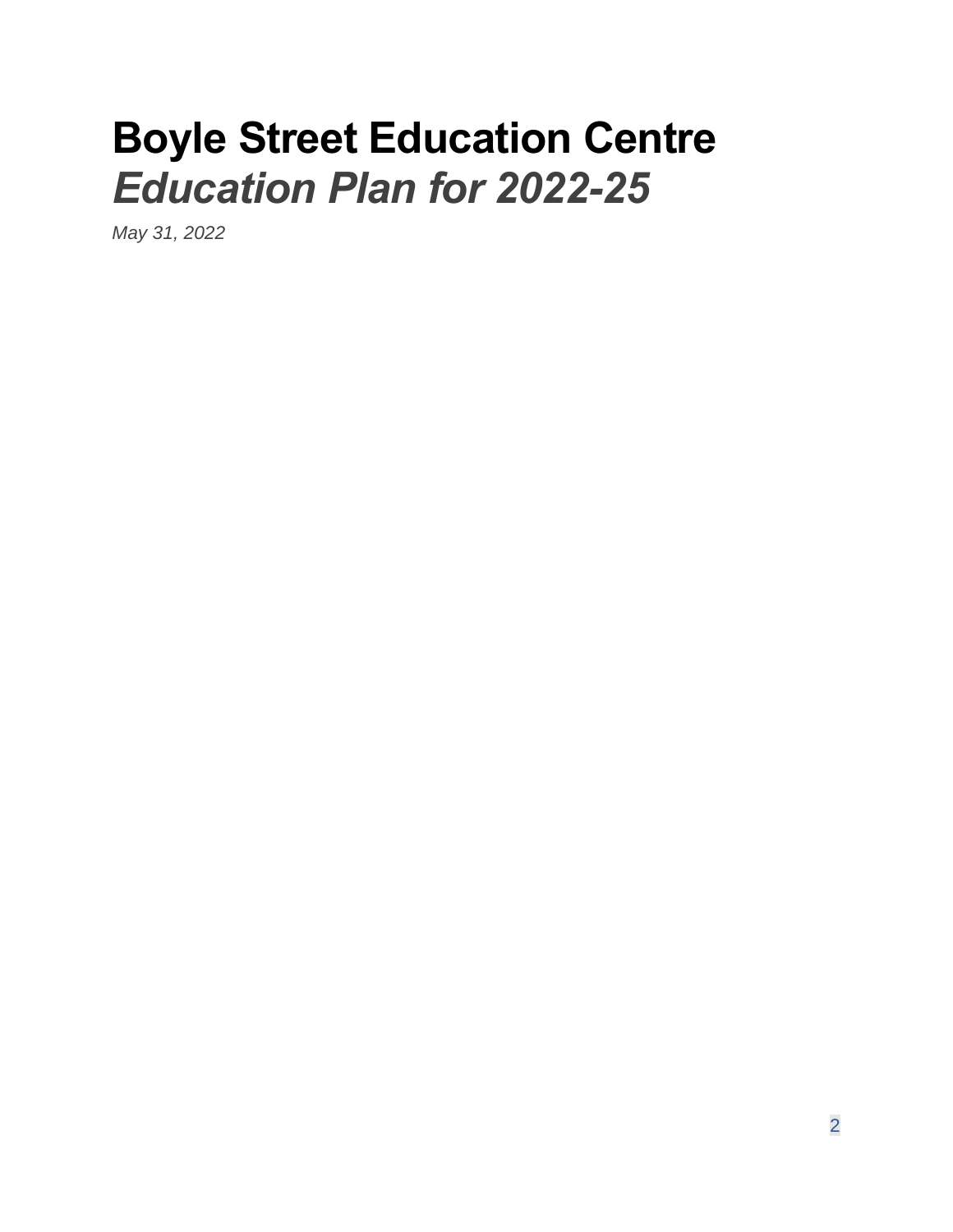# Boyle Street Education Centre

## *Education Plan for 2022-25*

*May 31, 2022*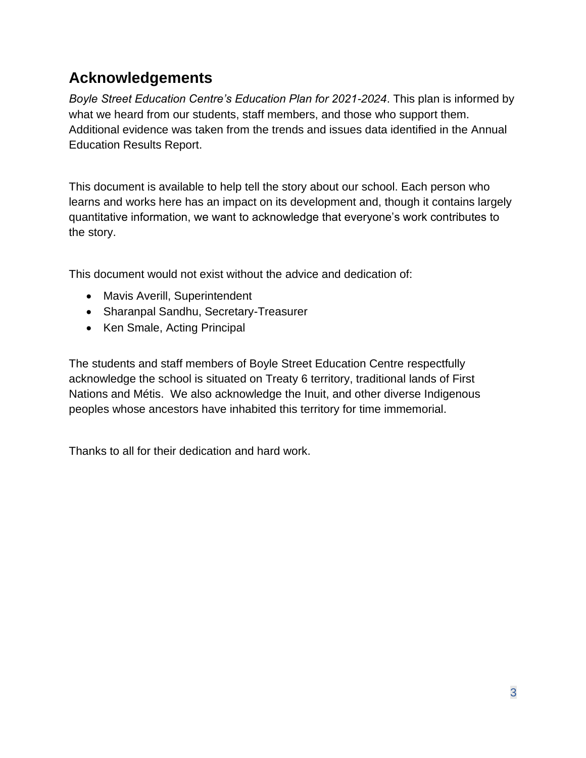## Acknowledgements

*Boyle Street Education Centre's Education Plan for 2021-2024*. This plan is informed by what we heard from our students, staff members, and those who support them. Additional evidence was taken from the trends and issues data identified in the Annual Education Results Report.

This document is available to help tell the story about our school. Each person who learns and works here has an impact on its development and, though it contains largely quantitative information, we want to acknowledge that everyone's work contributes to the story.

This document would not exist without the advice and dedication of:

- Mavis Averill, Superintendent
- Sharanpal Sandhu, Secretary-Treasurer
- Ken Smale, Acting Principal

The students and staff members of Boyle Street Education Centre respectfully acknowledge the school is situated on Treaty 6 territory, traditional lands of First Nations and Métis. We also acknowledge the Inuit, and other diverse Indigenous peoples whose ancestors have inhabited this territory for time immemorial.

Thanks to all for their dedication and hard work.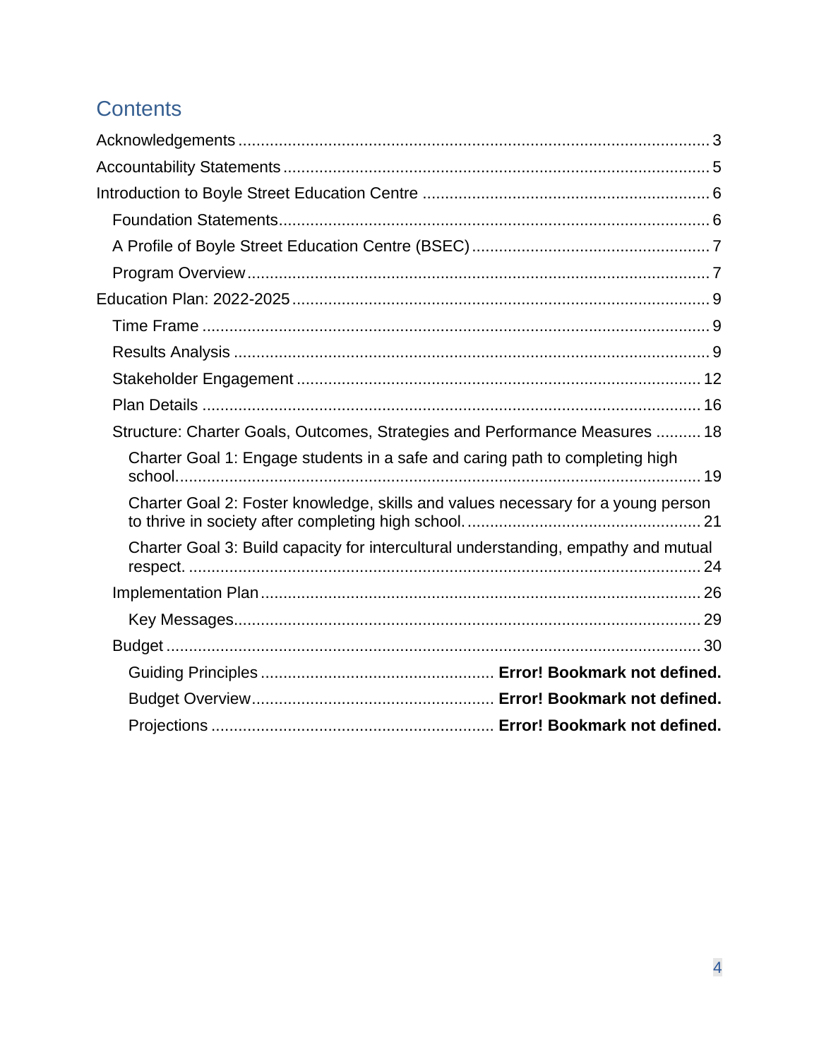## Contents

Acknowledgements ........................................................................................................ 3

Accountability Statements ............................................................................................ 5

Introduction to Boyle Street Education Centre ............................................................... 6

- Foundation Statements.............................................................................................. 6
- A Profile of Boyle Street Education Centre (BSEC) .................................................... 7
- Program Overview ..................................................................................................... 7

Education Plan: 2022-2025 ............................................................................................ 9

- Time Frame ............................................................................................................... 9
- Results Analysis ........................................................................................................ 9
- Stakeholder Engagement ......................................................................................... 12
- Plan Details ............................................................................................................. 16
- Structure: Charter Goals, Outcomes, Strategies and Performance Measures .......... 18
  - Charter Goal 1: Engage students in a safe and caring path to completing high school.................................................................................................................. 19
  - Charter Goal 2: Foster knowledge, skills and values necessary for a young person to thrive in society after completing high school. .................................................. 21
  - Charter Goal 3: Build capacity for intercultural understanding, empathy and mutual respect. ............................................................................................................. 24
- Implementation Plan ................................................................................................ 26
  - Key Messages...................................................................................................... 29
- Budget ..................................................................................................................... 30
  - Guiding Principles .................................................. **Error! Bookmark not defined.**
  - Budget Overview.................................................... **Error! Bookmark not defined.**
  - Projections ............................................................ **Error! Bookmark not defined.**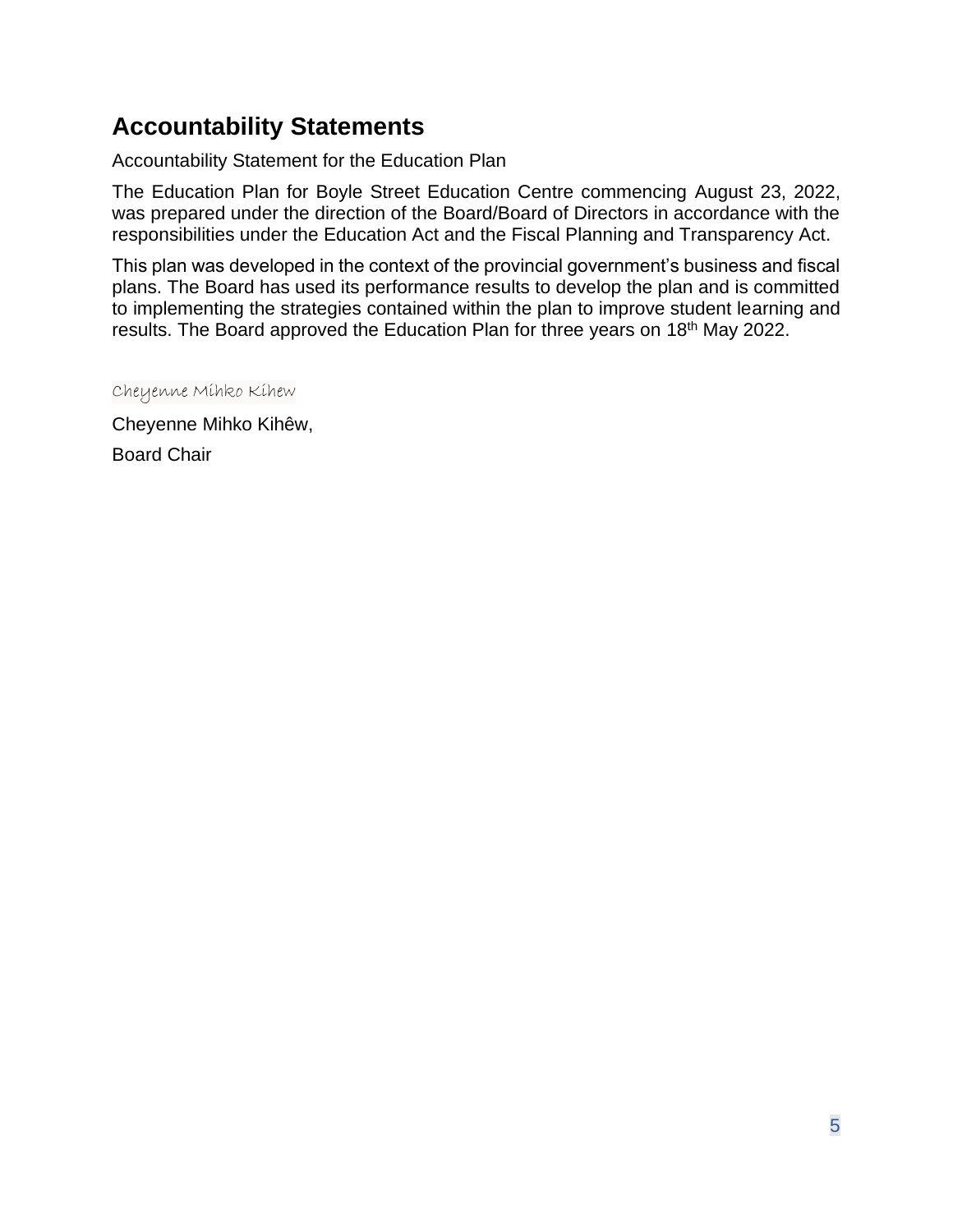# Accountability Statements

Accountability Statement for the Education Plan

The Education Plan for Boyle Street Education Centre commencing August 23, 2022, was prepared under the direction of the Board/Board of Directors in accordance with the responsibilities under the Education Act and the Fiscal Planning and Transparency Act.

This plan was developed in the context of the provincial government's business and fiscal plans. The Board has used its performance results to develop the plan and is committed to implementing the strategies contained within the plan to improve student learning and results. The Board approved the Education Plan for three years on 18th May 2022.

Cheyenne Mihko Kihew

Cheyenne Mihko Kihêw,

Board Chair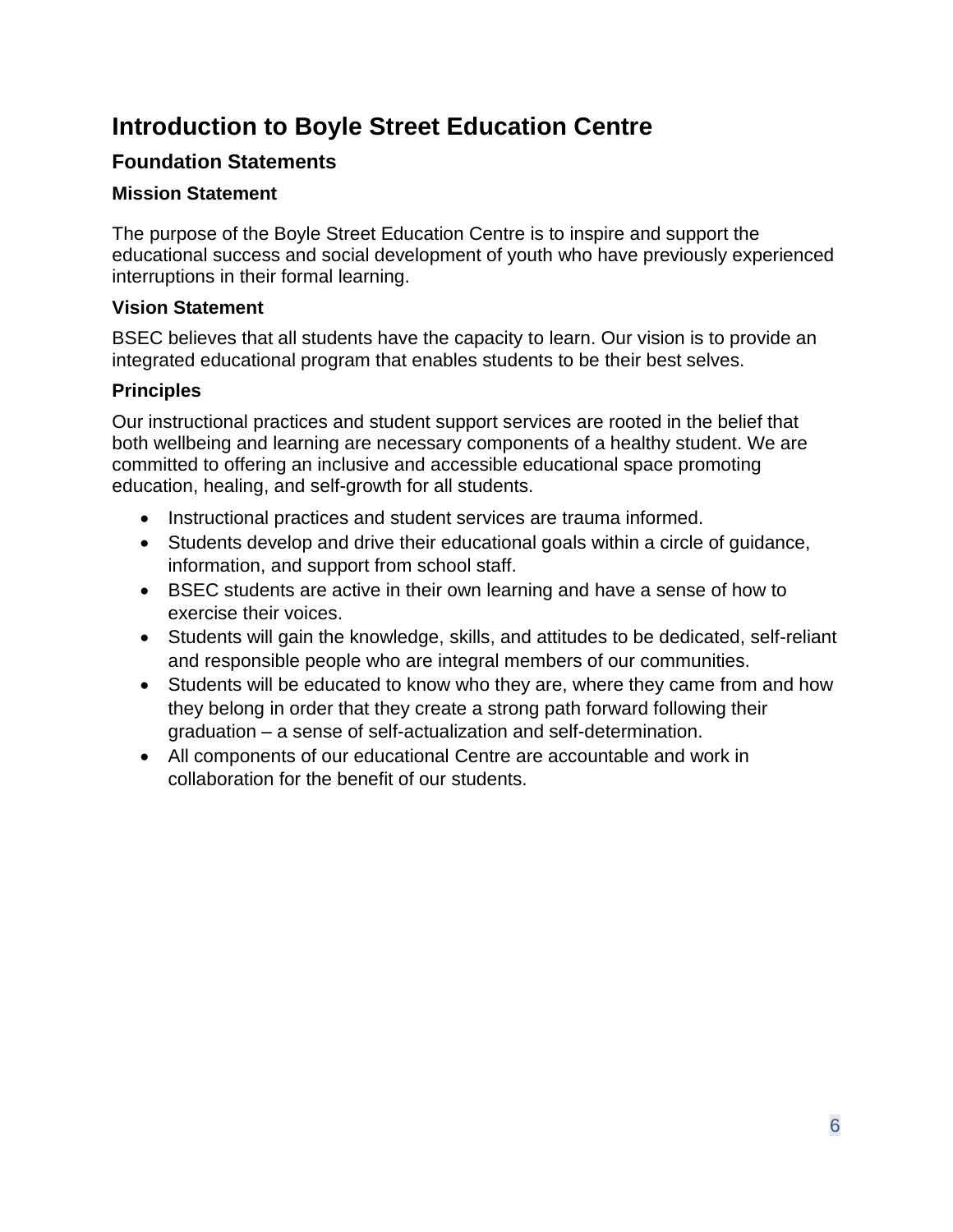# Introduction to Boyle Street Education Centre

## Foundation Statements

### Mission Statement

The purpose of the Boyle Street Education Centre is to inspire and support the educational success and social development of youth who have previously experienced interruptions in their formal learning.

### Vision Statement

BSEC believes that all students have the capacity to learn. Our vision is to provide an integrated educational program that enables students to be their best selves.

### Principles

Our instructional practices and student support services are rooted in the belief that both wellbeing and learning are necessary components of a healthy student. We are committed to offering an inclusive and accessible educational space promoting education, healing, and self-growth for all students.

- Instructional practices and student services are trauma informed.
- Students develop and drive their educational goals within a circle of guidance, information, and support from school staff.
- BSEC students are active in their own learning and have a sense of how to exercise their voices.
- Students will gain the knowledge, skills, and attitudes to be dedicated, self-reliant and responsible people who are integral members of our communities.
- Students will be educated to know who they are, where they came from and how they belong in order that they create a strong path forward following their graduation – a sense of self-actualization and self-determination.
- All components of our educational Centre are accountable and work in collaboration for the benefit of our students.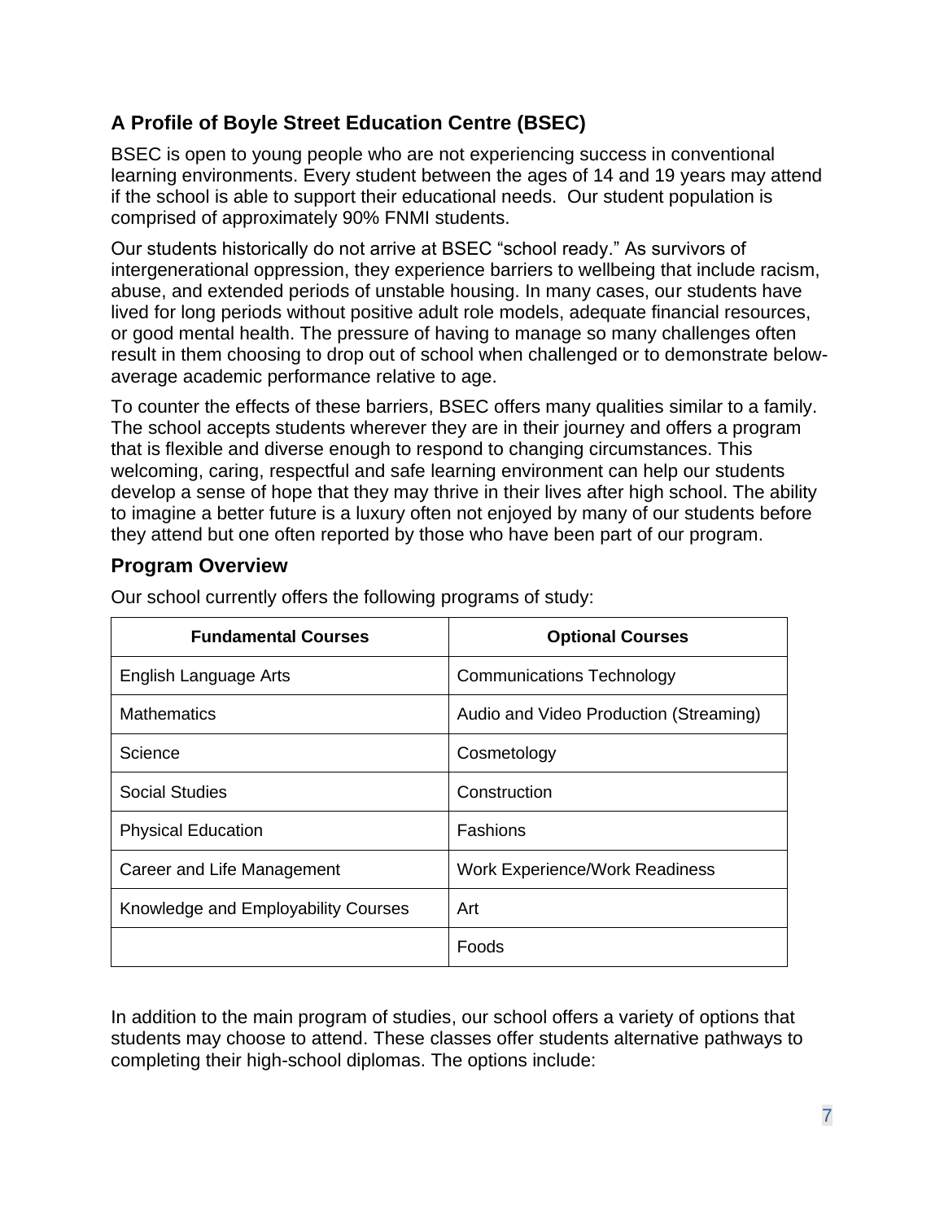## A Profile of Boyle Street Education Centre (BSEC)

BSEC is open to young people who are not experiencing success in conventional learning environments. Every student between the ages of 14 and 19 years may attend if the school is able to support their educational needs. Our student population is comprised of approximately 90% FNMI students.

Our students historically do not arrive at BSEC "school ready." As survivors of intergenerational oppression, they experience barriers to wellbeing that include racism, abuse, and extended periods of unstable housing. In many cases, our students have lived for long periods without positive adult role models, adequate financial resources, or good mental health. The pressure of having to manage so many challenges often result in them choosing to drop out of school when challenged or to demonstrate below-average academic performance relative to age.

To counter the effects of these barriers, BSEC offers many qualities similar to a family. The school accepts students wherever they are in their journey and offers a program that is flexible and diverse enough to respond to changing circumstances. This welcoming, caring, respectful and safe learning environment can help our students develop a sense of hope that they may thrive in their lives after high school. The ability to imagine a better future is a luxury often not enjoyed by many of our students before they attend but one often reported by those who have been part of our program.

### Program Overview

Our school currently offers the following programs of study:

| Fundamental Courses | Optional Courses |
|---|---|
| English Language Arts | Communications Technology |
| Mathematics | Audio and Video Production (Streaming) |
| Science | Cosmetology |
| Social Studies | Construction |
| Physical Education | Fashions |
| Career and Life Management | Work Experience/Work Readiness |
| Knowledge and Employability Courses | Art |
| | Foods |

In addition to the main program of studies, our school offers a variety of options that students may choose to attend. These classes offer students alternative pathways to completing their high-school diplomas. The options include: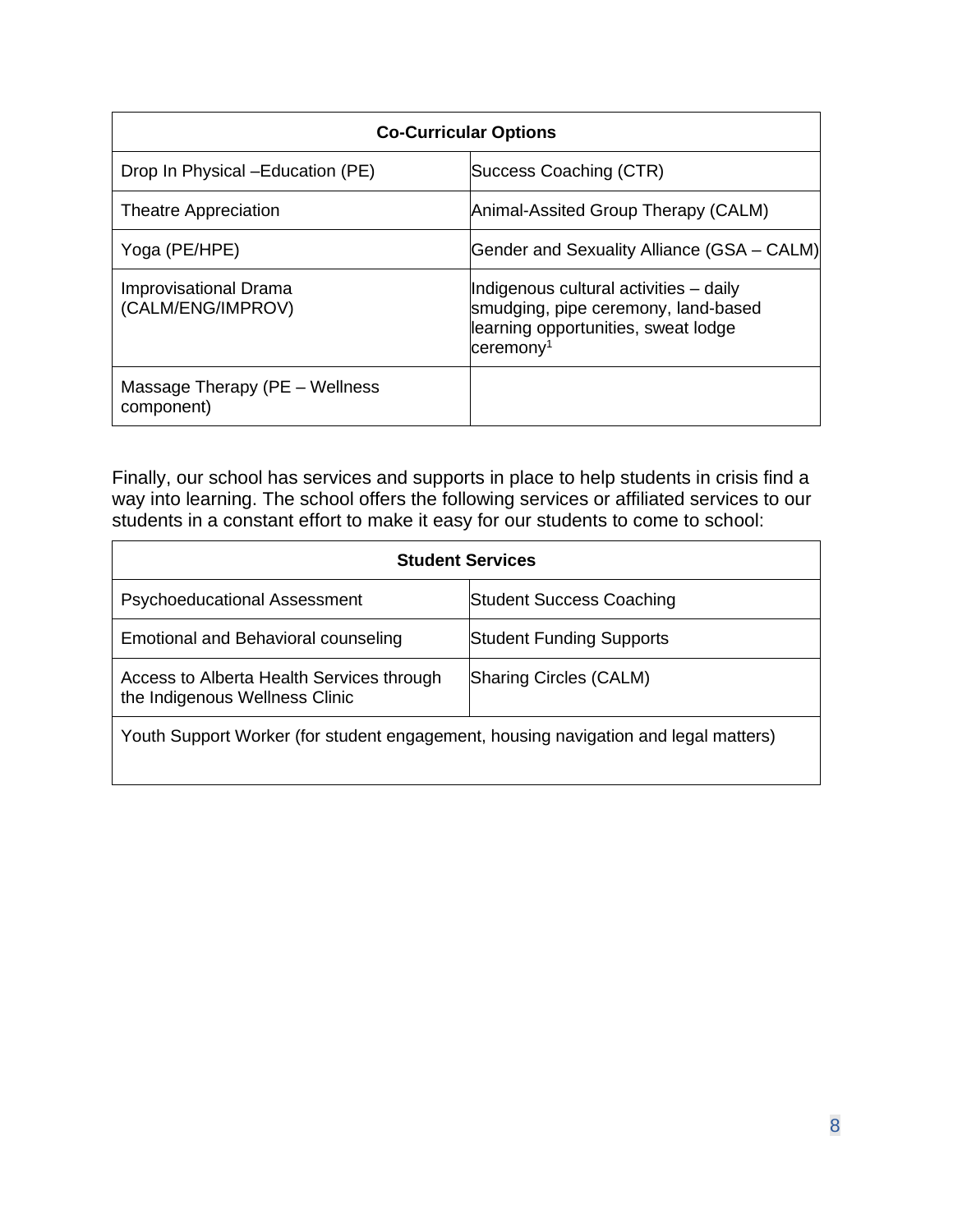| Co-Curricular Options | |
|---|---|
| Drop In Physical –Education (PE) | Success Coaching (CTR) |
| Theatre Appreciation | Animal-Assited Group Therapy (CALM) |
| Yoga (PE/HPE) | Gender and Sexuality Alliance (GSA – CALM) |
| Improvisational Drama (CALM/ENG/IMPROV) | Indigenous cultural activities – daily smudging, pipe ceremony, land-based learning opportunities, sweat lodge ceremony[1] |
| Massage Therapy (PE – Wellness component) | |

Finally, our school has services and supports in place to help students in crisis find a way into learning. The school offers the following services or affiliated services to our students in a constant effort to make it easy for our students to come to school:

| Student Services | |
|---|---|
| Psychoeducational Assessment | Student Success Coaching |
| Emotional and Behavioral counseling | Student Funding Supports |
| Access to Alberta Health Services through the Indigenous Wellness Clinic | Sharing Circles (CALM) |
| Youth Support Worker (for student engagement, housing navigation and legal matters) | |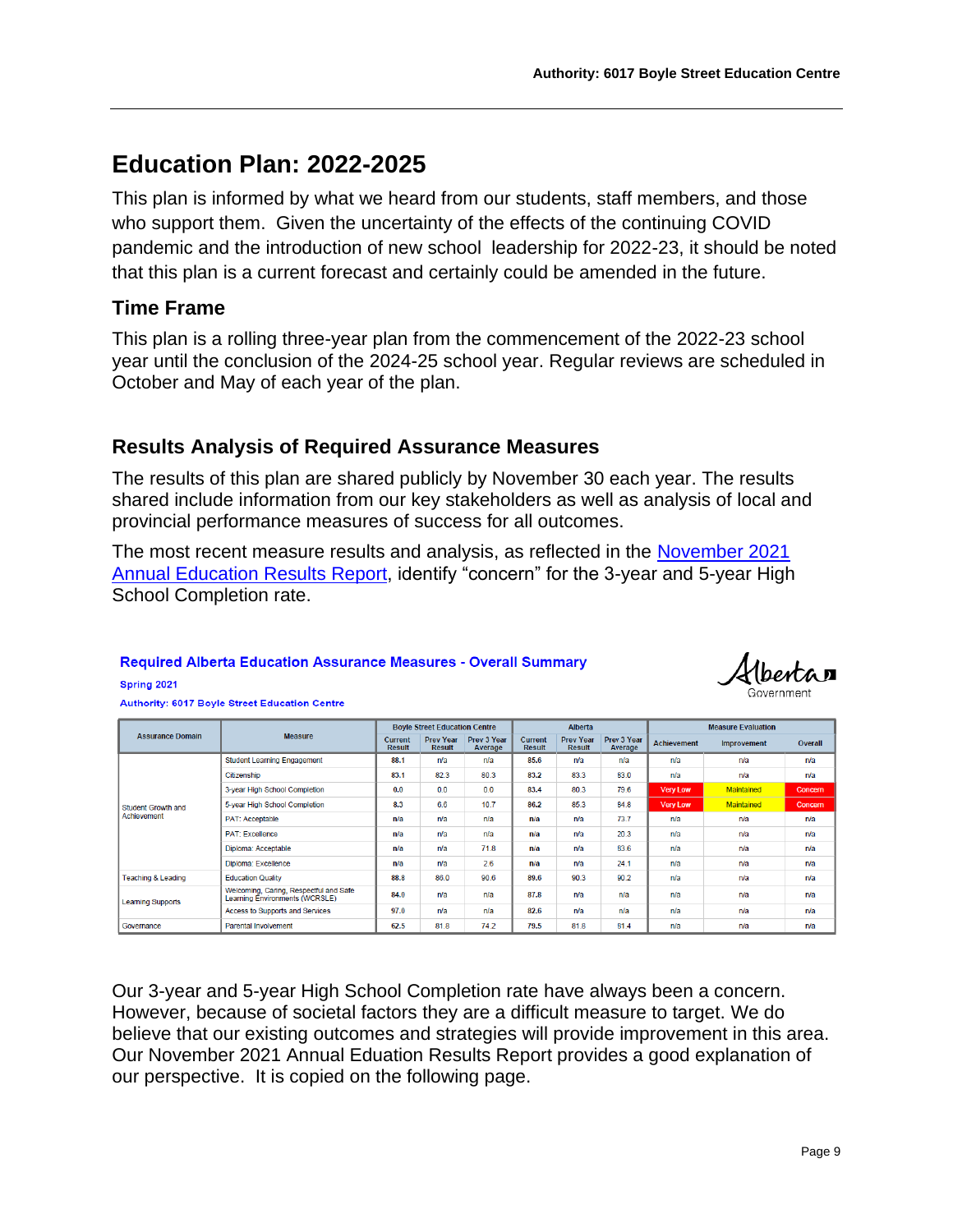# Education Plan: 2022-2025

This plan is informed by what we heard from our students, staff members, and those who support them. Given the uncertainty of the effects of the continuing COVID pandemic and the introduction of new school leadership for 2022-23, it should be noted that this plan is a current forecast and certainly could be amended in the future.

## Time Frame

This plan is a rolling three-year plan from the commencement of the 2022-23 school year until the conclusion of the 2024-25 school year. Regular reviews are scheduled in October and May of each year of the plan.

## Results Analysis of Required Assurance Measures

The results of this plan are shared publicly by November 30 each year. The results shared include information from our key stakeholders as well as analysis of local and provincial performance measures of success for all outcomes.

The most recent measure results and analysis, as reflected in the [November 2021 Annual Education Results Report](), identify "concern" for the 3-year and 5-year High School Completion rate.

**Required Alberta Education Assurance Measures - Overall Summary**

Spring 2021

Authority: 6017 Boyle Street Education Centre

| Assurance Domain | Measure | Boyle Street Education Centre | | | Alberta | | | Measure Evaluation | | |
|---|---|---|---|---|---|---|---|---|---|---|
| | | Current Result | Prev Year Result | Prev 3 Year Average | Current Result | Prev Year Result | Prev 3 Year Average | Achievement | Improvement | Overall |
| Student Growth and Achievement | Student Learning Engagement | 88.1 | n/a | n/a | 85.6 | n/a | n/a | n/a | n/a | n/a |
| | Citizenship | 83.1 | 82.3 | 80.3 | 83.2 | 83.3 | 83.0 | n/a | n/a | n/a |
| | 3-year High School Completion | 0.0 | 0.0 | 0.0 | 83.4 | 80.3 | 79.6 | Very Low | Maintained | Concern |
| | 5-year High School Completion | 8.3 | 6.6 | 10.7 | 86.2 | 85.3 | 84.8 | Very Low | Maintained | Concern |
| | PAT: Acceptable | n/a | n/a | n/a | n/a | n/a | 73.7 | n/a | n/a | n/a |
| | PAT: Excellence | n/a | n/a | n/a | n/a | n/a | 20.3 | n/a | n/a | n/a |
| | Diploma: Acceptable | n/a | n/a | 71.8 | n/a | n/a | 83.6 | n/a | n/a | n/a |
| | Diploma: Excellence | n/a | n/a | 2.6 | n/a | n/a | 24.1 | n/a | n/a | n/a |
| Teaching & Leading | Education Quality | 88.8 | 86.0 | 90.6 | 89.6 | 90.3 | 90.2 | n/a | n/a | n/a |
| Learning Supports | Welcoming, Caring, Respectful and Safe Learning Environments (WCRSLE) | 84.0 | n/a | n/a | 87.8 | n/a | n/a | n/a | n/a | n/a |
| | Access to Supports and Services | 97.0 | n/a | n/a | 82.6 | n/a | n/a | n/a | n/a | n/a |
| Governance | Parental Involvement | 62.5 | 81.8 | 74.2 | 79.5 | 81.8 | 81.4 | n/a | n/a | n/a |

Our 3-year and 5-year High School Completion rate have always been a concern. However, because of societal factors they are a difficult measure to target. We do believe that our existing outcomes and strategies will provide improvement in this area. Our November 2021 Annual Eduation Results Report provides a good explanation of our perspective. It is copied on the following page.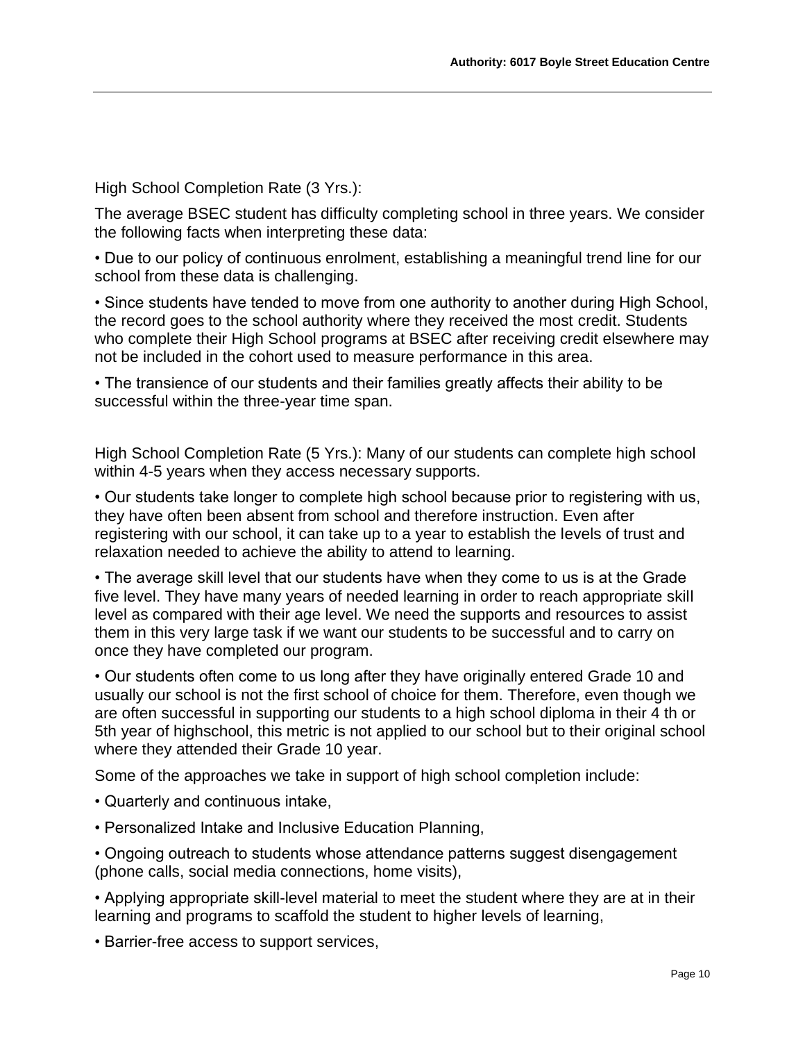High School Completion Rate (3 Yrs.):

The average BSEC student has difficulty completing school in three years. We consider the following facts when interpreting these data:

• Due to our policy of continuous enrolment, establishing a meaningful trend line for our school from these data is challenging.

• Since students have tended to move from one authority to another during High School, the record goes to the school authority where they received the most credit. Students who complete their High School programs at BSEC after receiving credit elsewhere may not be included in the cohort used to measure performance in this area.

• The transience of our students and their families greatly affects their ability to be successful within the three-year time span.

High School Completion Rate (5 Yrs.): Many of our students can complete high school within 4-5 years when they access necessary supports.

• Our students take longer to complete high school because prior to registering with us, they have often been absent from school and therefore instruction. Even after registering with our school, it can take up to a year to establish the levels of trust and relaxation needed to achieve the ability to attend to learning.

• The average skill level that our students have when they come to us is at the Grade five level. They have many years of needed learning in order to reach appropriate skill level as compared with their age level. We need the supports and resources to assist them in this very large task if we want our students to be successful and to carry on once they have completed our program.

• Our students often come to us long after they have originally entered Grade 10 and usually our school is not the first school of choice for them. Therefore, even though we are often successful in supporting our students to a high school diploma in their 4 th or 5th year of highschool, this metric is not applied to our school but to their original school where they attended their Grade 10 year.

Some of the approaches we take in support of high school completion include:

• Quarterly and continuous intake,

• Personalized Intake and Inclusive Education Planning,

• Ongoing outreach to students whose attendance patterns suggest disengagement (phone calls, social media connections, home visits),

• Applying appropriate skill-level material to meet the student where they are at in their learning and programs to scaffold the student to higher levels of learning,

• Barrier-free access to support services,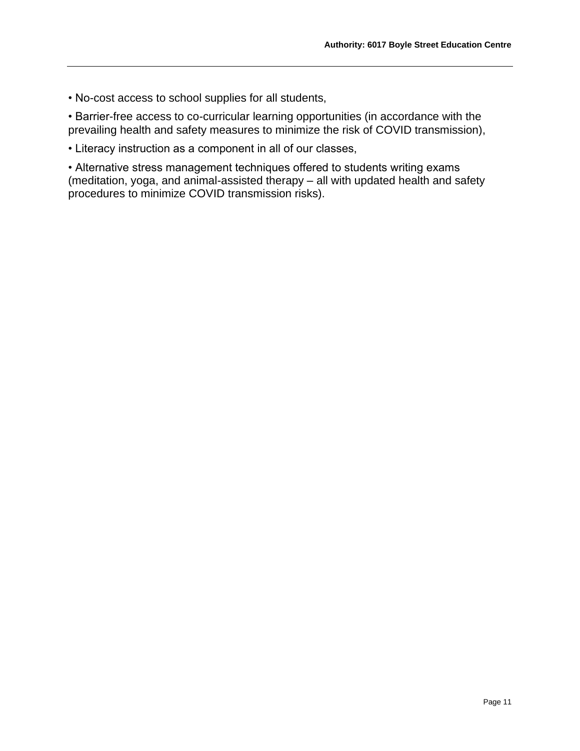• No-cost access to school supplies for all students,

• Barrier-free access to co-curricular learning opportunities (in accordance with the prevailing health and safety measures to minimize the risk of COVID transmission),

• Literacy instruction as a component in all of our classes,

• Alternative stress management techniques offered to students writing exams (meditation, yoga, and animal-assisted therapy – all with updated health and safety procedures to minimize COVID transmission risks).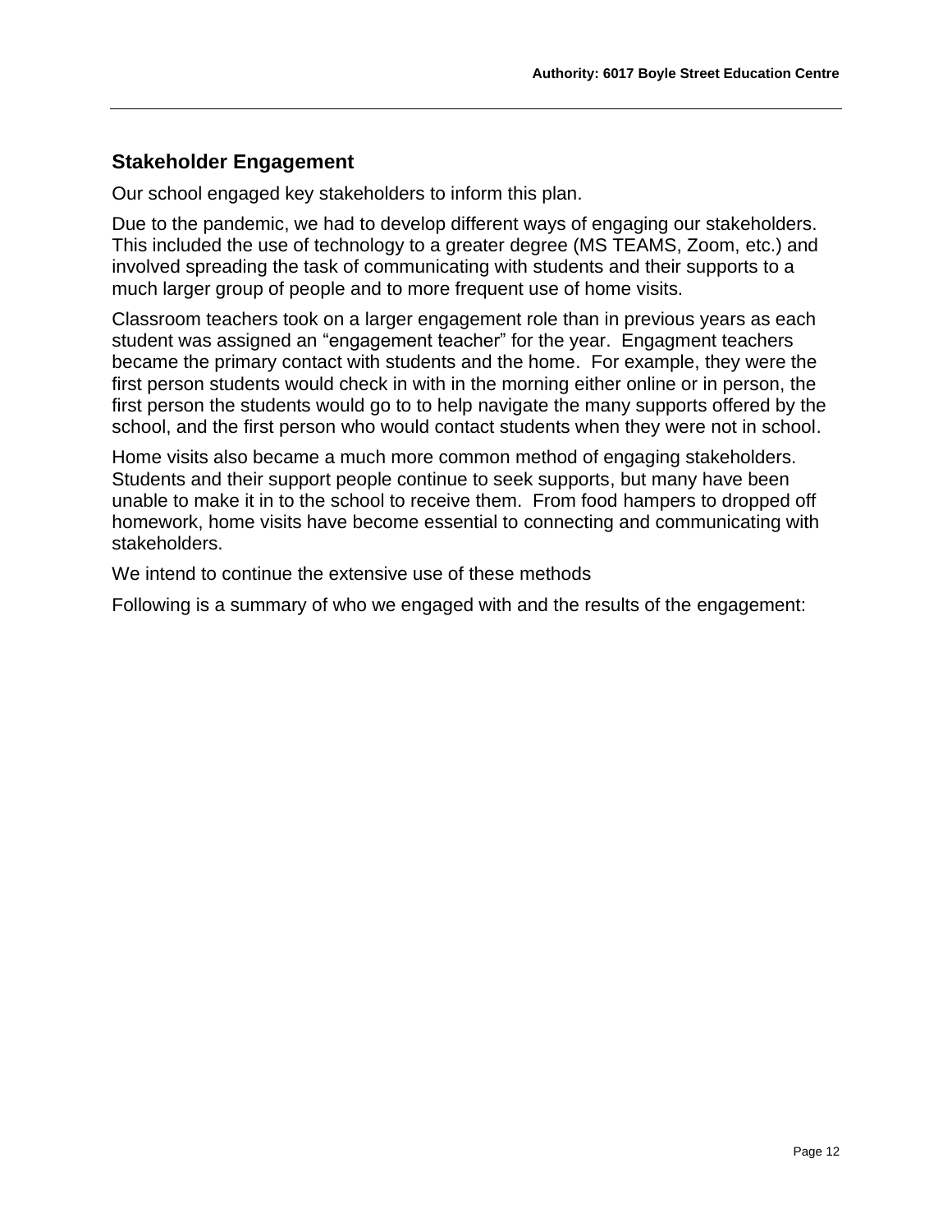## Stakeholder Engagement

Our school engaged key stakeholders to inform this plan.

Due to the pandemic, we had to develop different ways of engaging our stakeholders. This included the use of technology to a greater degree (MS TEAMS, Zoom, etc.) and involved spreading the task of communicating with students and their supports to a much larger group of people and to more frequent use of home visits.

Classroom teachers took on a larger engagement role than in previous years as each student was assigned an "engagement teacher" for the year. Engagment teachers became the primary contact with students and the home. For example, they were the first person students would check in with in the morning either online or in person, the first person the students would go to to help navigate the many supports offered by the school, and the first person who would contact students when they were not in school.

Home visits also became a much more common method of engaging stakeholders. Students and their support people continue to seek supports, but many have been unable to make it in to the school to receive them. From food hampers to dropped off homework, home visits have become essential to connecting and communicating with stakeholders.

We intend to continue the extensive use of these methods

Following is a summary of who we engaged with and the results of the engagement: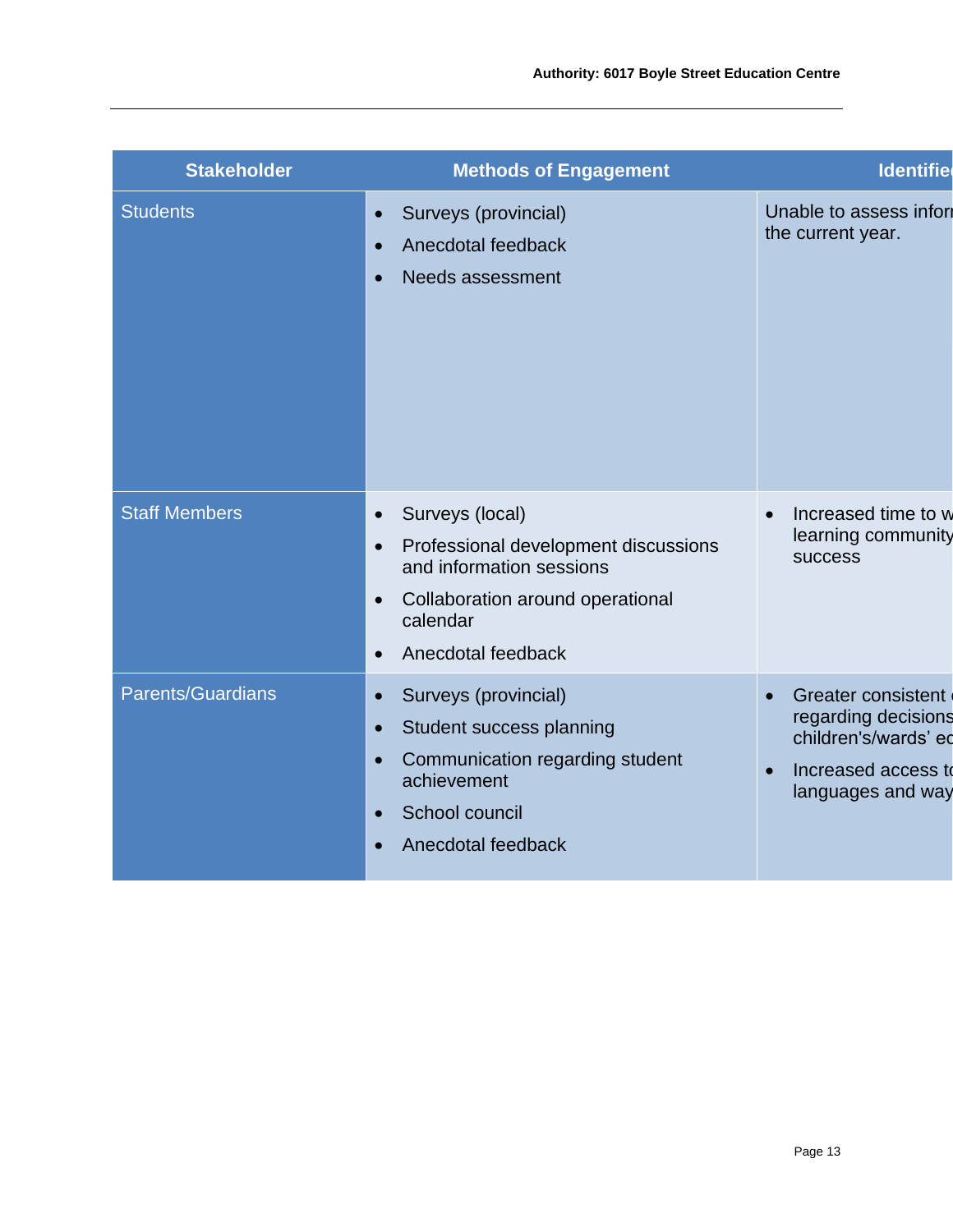| Stakeholder | Methods of Engagement | Identifie |
|---|---|---|
| Students | • Surveys (provincial)<br>• Anecdotal feedback<br>• Needs assessment | Unable to assess infor the current year. |
| Staff Members | • Surveys (local)<br>• Professional development discussions and information sessions<br>• Collaboration around operational calendar<br>• Anecdotal feedback | • Increased time to w learning community success |
| Parents/Guardians | • Surveys (provincial)<br>• Student success planning<br>• Communication regarding student achievement<br>• School council<br>• Anecdotal feedback | • Greater consistent regarding decisions children's/wards' ed<br>• Increased access to languages and way |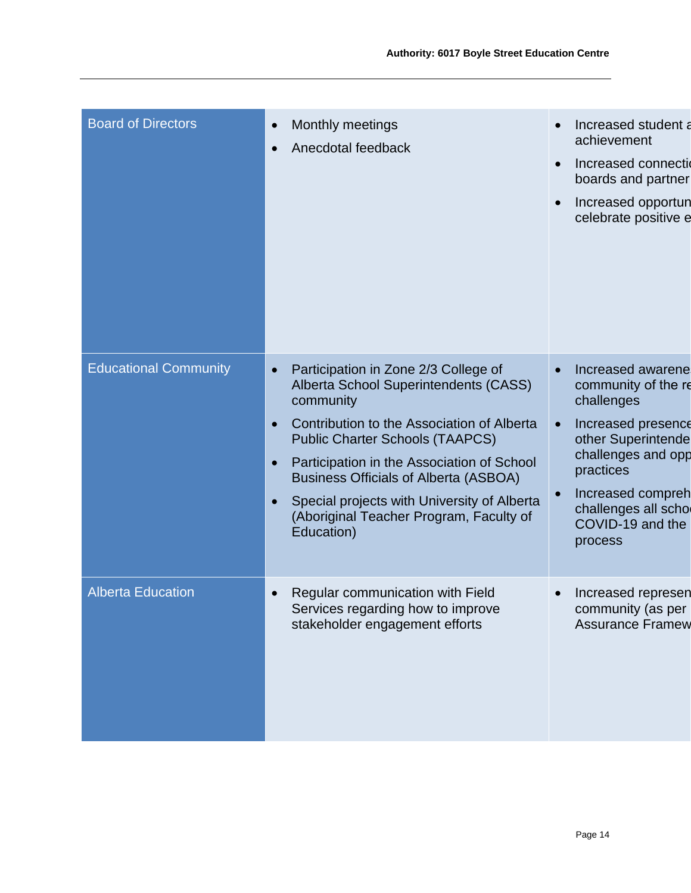| | | |
|---|---|---|
| Board of Directors | • Monthly meetings<br>• Anecdotal feedback | • Increased student a achievement<br>• Increased connecti boards and partner<br>• Increased opportun celebrate positive e |
| Educational Community | • Participation in Zone 2/3 College of Alberta School Superintendents (CASS) community<br>• Contribution to the Association of Alberta Public Charter Schools (TAAPCS)<br>• Participation in the Association of School Business Officials of Alberta (ASBOA)<br>• Special projects with University of Alberta (Aboriginal Teacher Program, Faculty of Education) | • Increased awarene community of the re challenges<br>• Increased presence other Superintende challenges and opp practices<br>• Increased compreh challenges all schoo COVID-19 and the process |
| Alberta Education | • Regular communication with Field Services regarding how to improve stakeholder engagement efforts | • Increased represen community (as per Assurance Framew |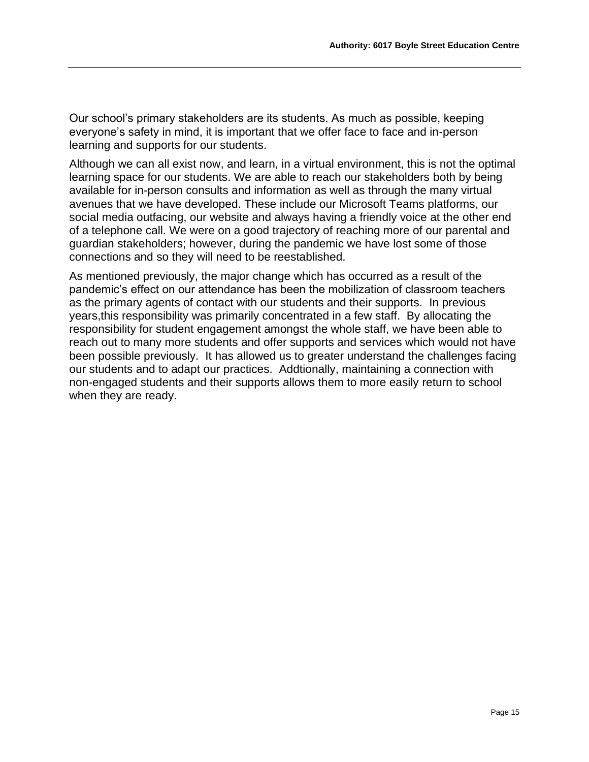Our school's primary stakeholders are its students. As much as possible, keeping everyone's safety in mind, it is important that we offer face to face and in-person learning and supports for our students.

Although we can all exist now, and learn, in a virtual environment, this is not the optimal learning space for our students. We are able to reach our stakeholders both by being available for in-person consults and information as well as through the many virtual avenues that we have developed. These include our Microsoft Teams platforms, our social media outfacing, our website and always having a friendly voice at the other end of a telephone call. We were on a good trajectory of reaching more of our parental and guardian stakeholders; however, during the pandemic we have lost some of those connections and so they will need to be reestablished.

As mentioned previously, the major change which has occurred as a result of the pandemic's effect on our attendance has been the mobilization of classroom teachers as the primary agents of contact with our students and their supports. In previous years,this responsibility was primarily concentrated in a few staff. By allocating the responsibility for student engagement amongst the whole staff, we have been able to reach out to many more students and offer supports and services which would not have been possible previously. It has allowed us to greater understand the challenges facing our students and to adapt our practices. Addtionally, maintaining a connection with non-engaged students and their supports allows them to more easily return to school when they are ready.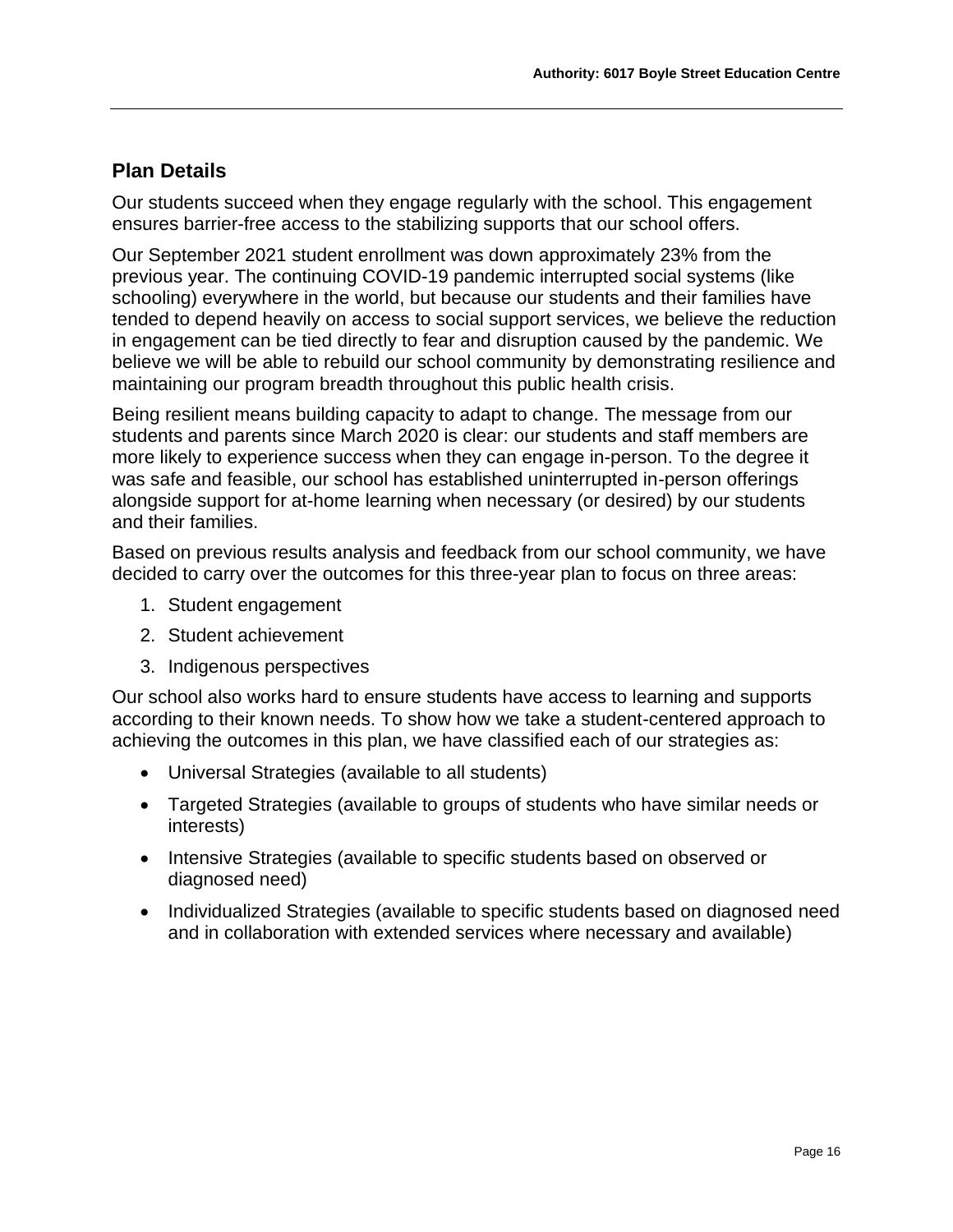## Plan Details

Our students succeed when they engage regularly with the school. This engagement ensures barrier-free access to the stabilizing supports that our school offers.

Our September 2021 student enrollment was down approximately 23% from the previous year. The continuing COVID-19 pandemic interrupted social systems (like schooling) everywhere in the world, but because our students and their families have tended to depend heavily on access to social support services, we believe the reduction in engagement can be tied directly to fear and disruption caused by the pandemic. We believe we will be able to rebuild our school community by demonstrating resilience and maintaining our program breadth throughout this public health crisis.

Being resilient means building capacity to adapt to change. The message from our students and parents since March 2020 is clear: our students and staff members are more likely to experience success when they can engage in-person. To the degree it was safe and feasible, our school has established uninterrupted in-person offerings alongside support for at-home learning when necessary (or desired) by our students and their families.

Based on previous results analysis and feedback from our school community, we have decided to carry over the outcomes for this three-year plan to focus on three areas:

1. Student engagement
2. Student achievement
3. Indigenous perspectives

Our school also works hard to ensure students have access to learning and supports according to their known needs. To show how we take a student-centered approach to achieving the outcomes in this plan, we have classified each of our strategies as:

- Universal Strategies (available to all students)
- Targeted Strategies (available to groups of students who have similar needs or interests)
- Intensive Strategies (available to specific students based on observed or diagnosed need)
- Individualized Strategies (available to specific students based on diagnosed need and in collaboration with extended services where necessary and available)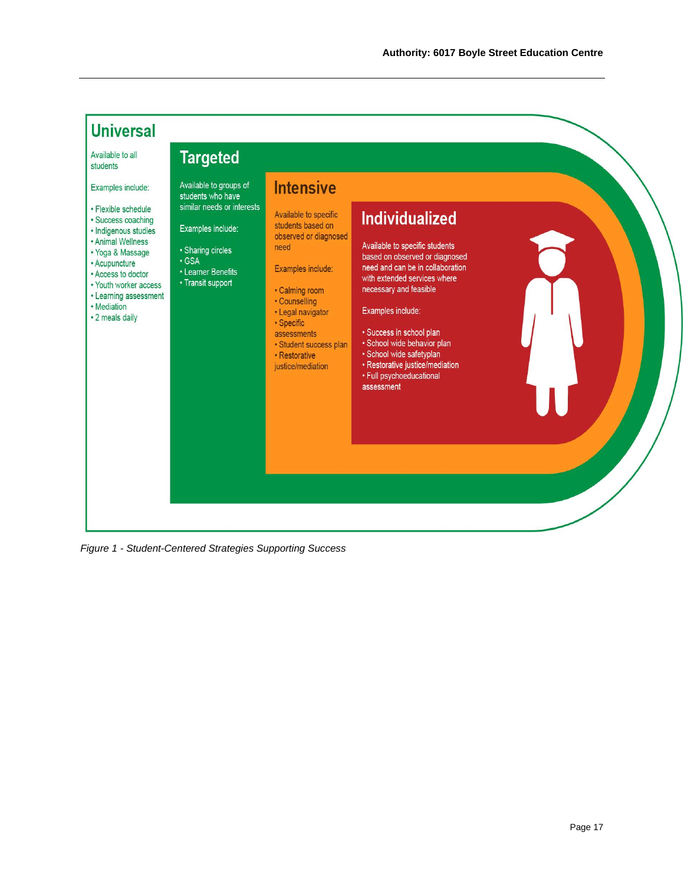## Universal

Available to all students

Examples include:

- Flexible schedule
- Success coaching
- Indigenous studies
- Animal Wellness
- Yoga & Massage
- Acupuncture
- Access to doctor
- Youth worker access
- Learning assessment
- Mediation
- 2 meals daily

## Targeted

Available to groups of students who have similar needs or interests

Examples include:

- Sharing circles
- GSA
- Learner Benefits
- Transit support

## Intensive

Available to specific students based on observed or diagnosed need

Examples include:

- Calming room
- Counselling
- Legal navigator
- Specific assessments
- Student success plan
- Restorative justice/mediation

## Individualized

Available to specific students based on observed or diagnosed need and can be in collaboration with extended services where necessary and feasible

Examples include:

- Success in school plan
- School wide behavior plan
- School wide safetyplan
- Restorative justice/mediation
- Full psychoeducational assessment

*Figure 1 - Student-Centered Strategies Supporting Success*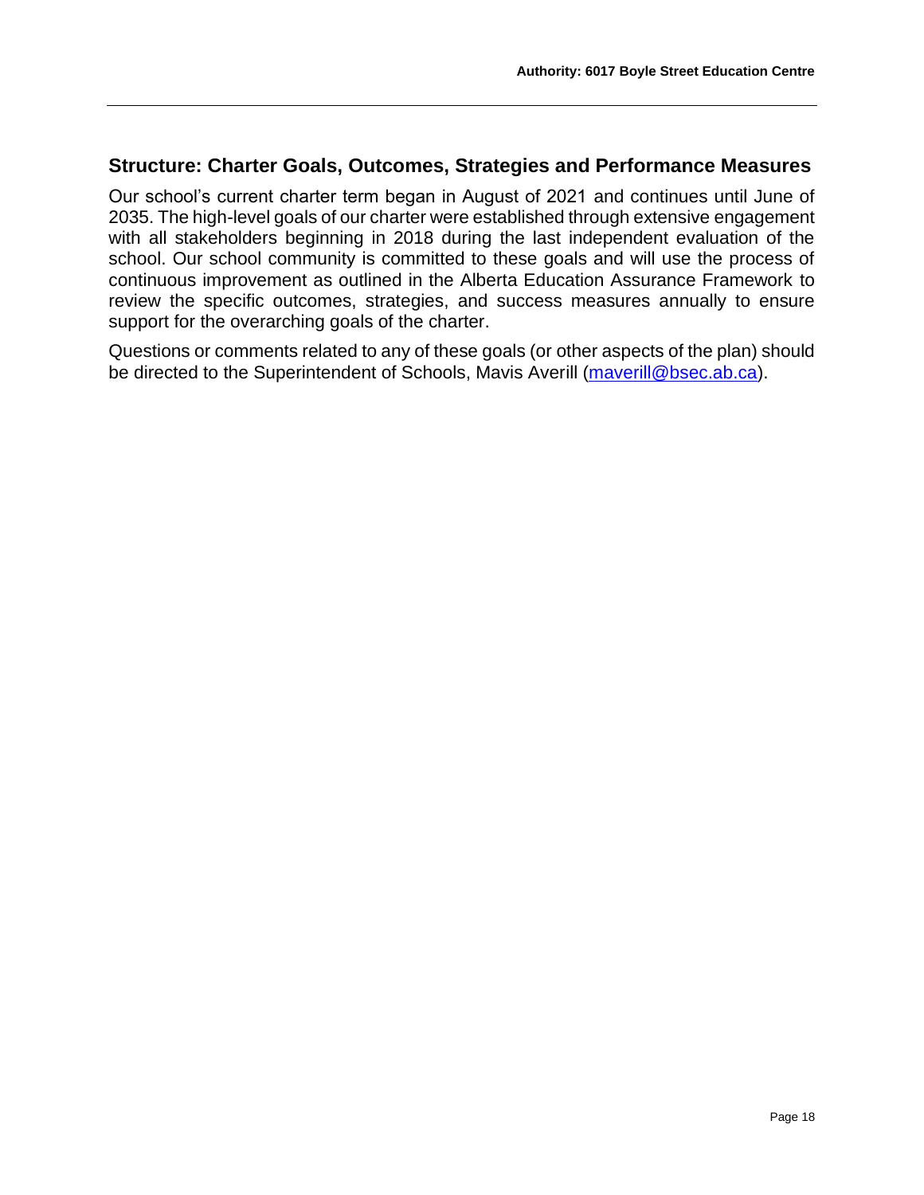## Structure: Charter Goals, Outcomes, Strategies and Performance Measures

Our school's current charter term began in August of 2021 and continues until June of 2035. The high-level goals of our charter were established through extensive engagement with all stakeholders beginning in 2018 during the last independent evaluation of the school. Our school community is committed to these goals and will use the process of continuous improvement as outlined in the Alberta Education Assurance Framework to review the specific outcomes, strategies, and success measures annually to ensure support for the overarching goals of the charter.

Questions or comments related to any of these goals (or other aspects of the plan) should be directed to the Superintendent of Schools, Mavis Averill (maverill@bsec.ab.ca).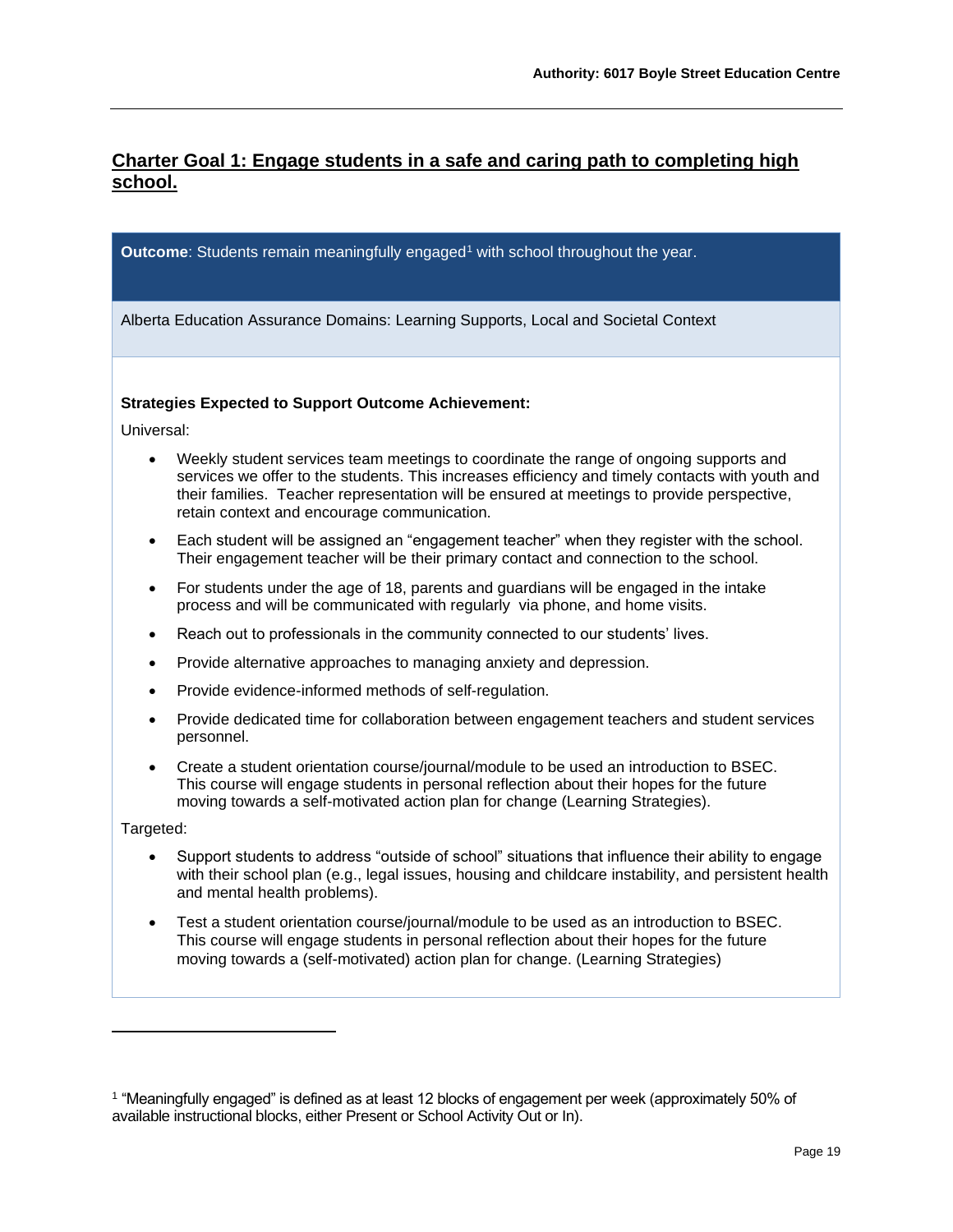## Charter Goal 1: Engage students in a safe and caring path to completing high school.

**Outcome**: Students remain meaningfully engaged[1] with school throughout the year.

Alberta Education Assurance Domains: Learning Supports, Local and Societal Context

**Strategies Expected to Support Outcome Achievement:**

Universal:

- Weekly student services team meetings to coordinate the range of ongoing supports and services we offer to the students. This increases efficiency and timely contacts with youth and their families. Teacher representation will be ensured at meetings to provide perspective, retain context and encourage communication.
- Each student will be assigned an "engagement teacher" when they register with the school. Their engagement teacher will be their primary contact and connection to the school.
- For students under the age of 18, parents and guardians will be engaged in the intake process and will be communicated with regularly via phone, and home visits.
- Reach out to professionals in the community connected to our students' lives.
- Provide alternative approaches to managing anxiety and depression.
- Provide evidence-informed methods of self-regulation.
- Provide dedicated time for collaboration between engagement teachers and student services personnel.
- Create a student orientation course/journal/module to be used an introduction to BSEC. This course will engage students in personal reflection about their hopes for the future moving towards a self-motivated action plan for change (Learning Strategies).

Targeted:

- Support students to address "outside of school" situations that influence their ability to engage with their school plan (e.g., legal issues, housing and childcare instability, and persistent health and mental health problems).
- Test a student orientation course/journal/module to be used as an introduction to BSEC. This course will engage students in personal reflection about their hopes for the future moving towards a (self-motivated) action plan for change. (Learning Strategies)

[1] "Meaningfully engaged" is defined as at least 12 blocks of engagement per week (approximately 50% of available instructional blocks, either Present or School Activity Out or In).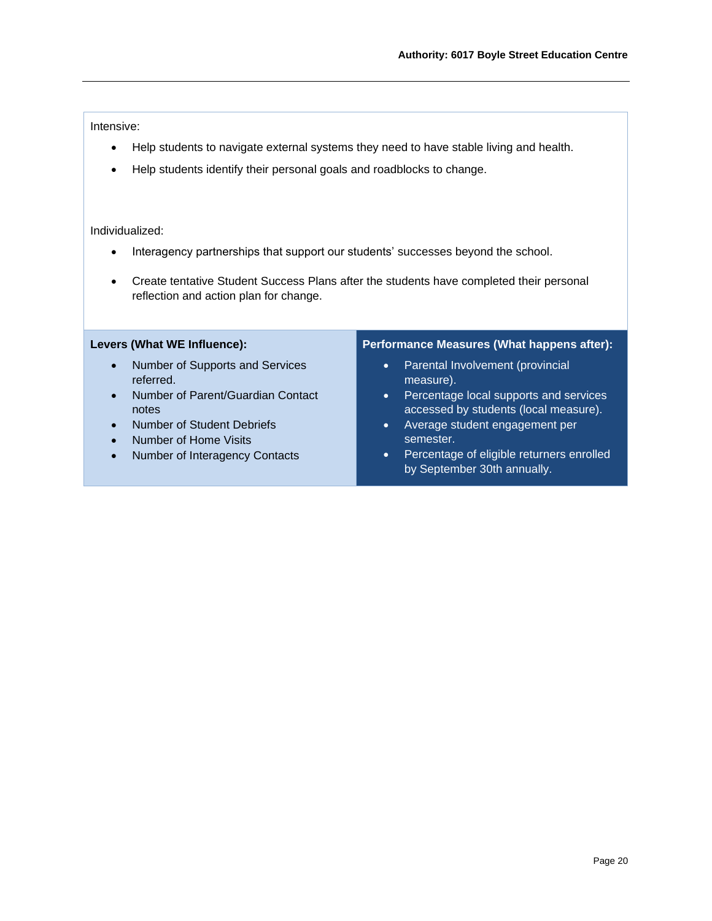Intensive:

- Help students to navigate external systems they need to have stable living and health.
- Help students identify their personal goals and roadblocks to change.

Individualized:

- Interagency partnerships that support our students' successes beyond the school.
- Create tentative Student Success Plans after the students have completed their personal reflection and action plan for change.

| **Levers (What WE Influence):** | **Performance Measures (What happens after):** |
|---|---|
| • Number of Supports and Services referred.<br>• Number of Parent/Guardian Contact notes<br>• Number of Student Debriefs<br>• Number of Home Visits<br>• Number of Interagency Contacts | • Parental Involvement (provincial measure).<br>• Percentage local supports and services accessed by students (local measure).<br>• Average student engagement per semester.<br>• Percentage of eligible returners enrolled by September 30th annually. |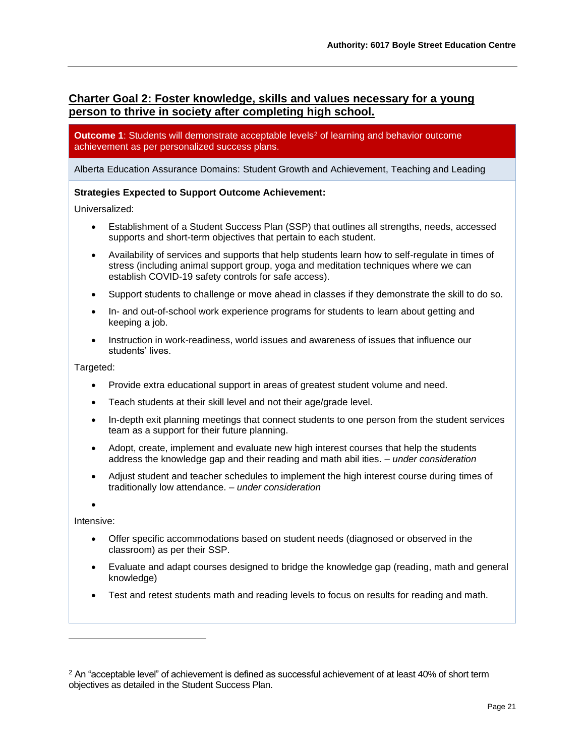## Charter Goal 2: Foster knowledge, skills and values necessary for a young person to thrive in society after completing high school.

**Outcome 1**: Students will demonstrate acceptable levels[2] of learning and behavior outcome achievement as per personalized success plans.

Alberta Education Assurance Domains: Student Growth and Achievement, Teaching and Leading

**Strategies Expected to Support Outcome Achievement:**

Universalized:

- Establishment of a Student Success Plan (SSP) that outlines all strengths, needs, accessed supports and short-term objectives that pertain to each student.
- Availability of services and supports that help students learn how to self-regulate in times of stress (including animal support group, yoga and meditation techniques where we can establish COVID-19 safety controls for safe access).
- Support students to challenge or move ahead in classes if they demonstrate the skill to do so.
- In- and out-of-school work experience programs for students to learn about getting and keeping a job.
- Instruction in work-readiness, world issues and awareness of issues that influence our students' lives.

Targeted:

- Provide extra educational support in areas of greatest student volume and need.
- Teach students at their skill level and not their age/grade level.
- In-depth exit planning meetings that connect students to one person from the student services team as a support for their future planning.
- Adopt, create, implement and evaluate new high interest courses that help the students address the knowledge gap and their reading and math abil ities. – *under consideration*
- Adjust student and teacher schedules to implement the high interest course during times of traditionally low attendance. – *under consideration*
- 

Intensive:

- Offer specific accommodations based on student needs (diagnosed or observed in the classroom) as per their SSP.
- Evaluate and adapt courses designed to bridge the knowledge gap (reading, math and general knowledge)
- Test and retest students math and reading levels to focus on results for reading and math.

---

[2] An "acceptable level" of achievement is defined as successful achievement of at least 40% of short term objectives as detailed in the Student Success Plan.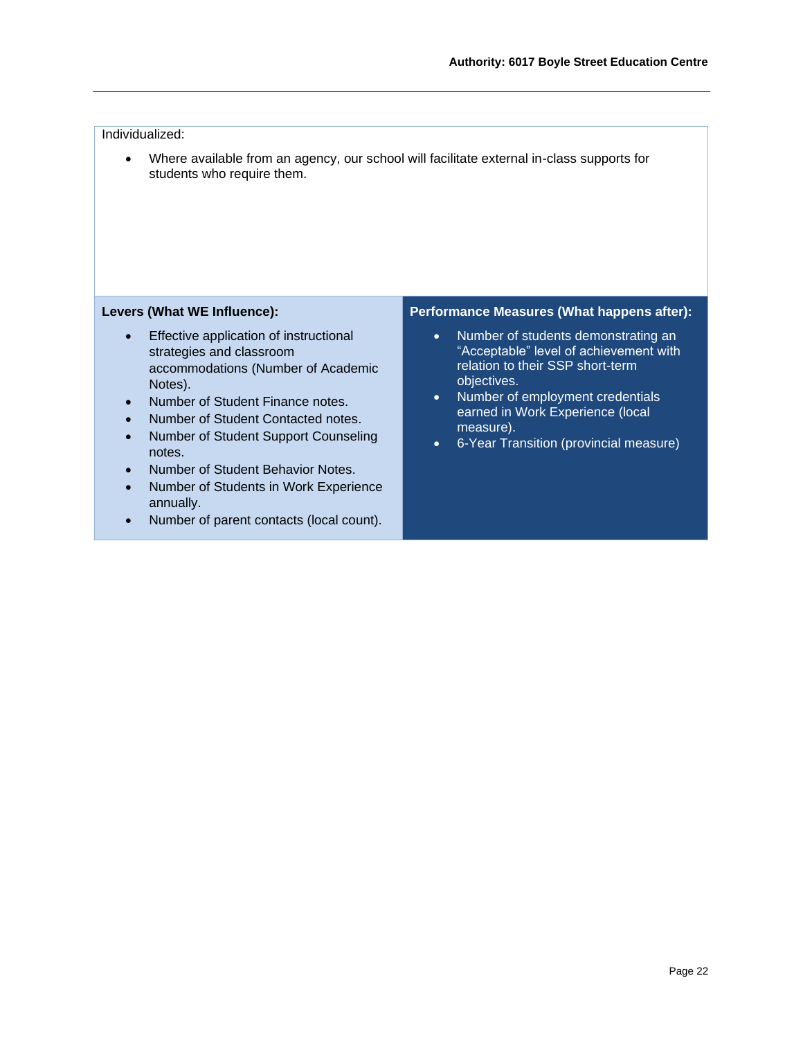Individualized:

- Where available from an agency, our school will facilitate external in-class supports for students who require them.

| **Levers (What WE Influence):** | **Performance Measures (What happens after):** |
|---|---|
| <ul><li>Effective application of instructional strategies and classroom accommodations (Number of Academic Notes).</li><li>Number of Student Finance notes.</li><li>Number of Student Contacted notes.</li><li>Number of Student Support Counseling notes.</li><li>Number of Student Behavior Notes.</li><li>Number of Students in Work Experience annually.</li><li>Number of parent contacts (local count).</li></ul> | <ul><li>Number of students demonstrating an “Acceptable” level of achievement with relation to their SSP short-term objectives.</li><li>Number of employment credentials earned in Work Experience (local measure).</li><li>6-Year Transition (provincial measure)</li></ul> |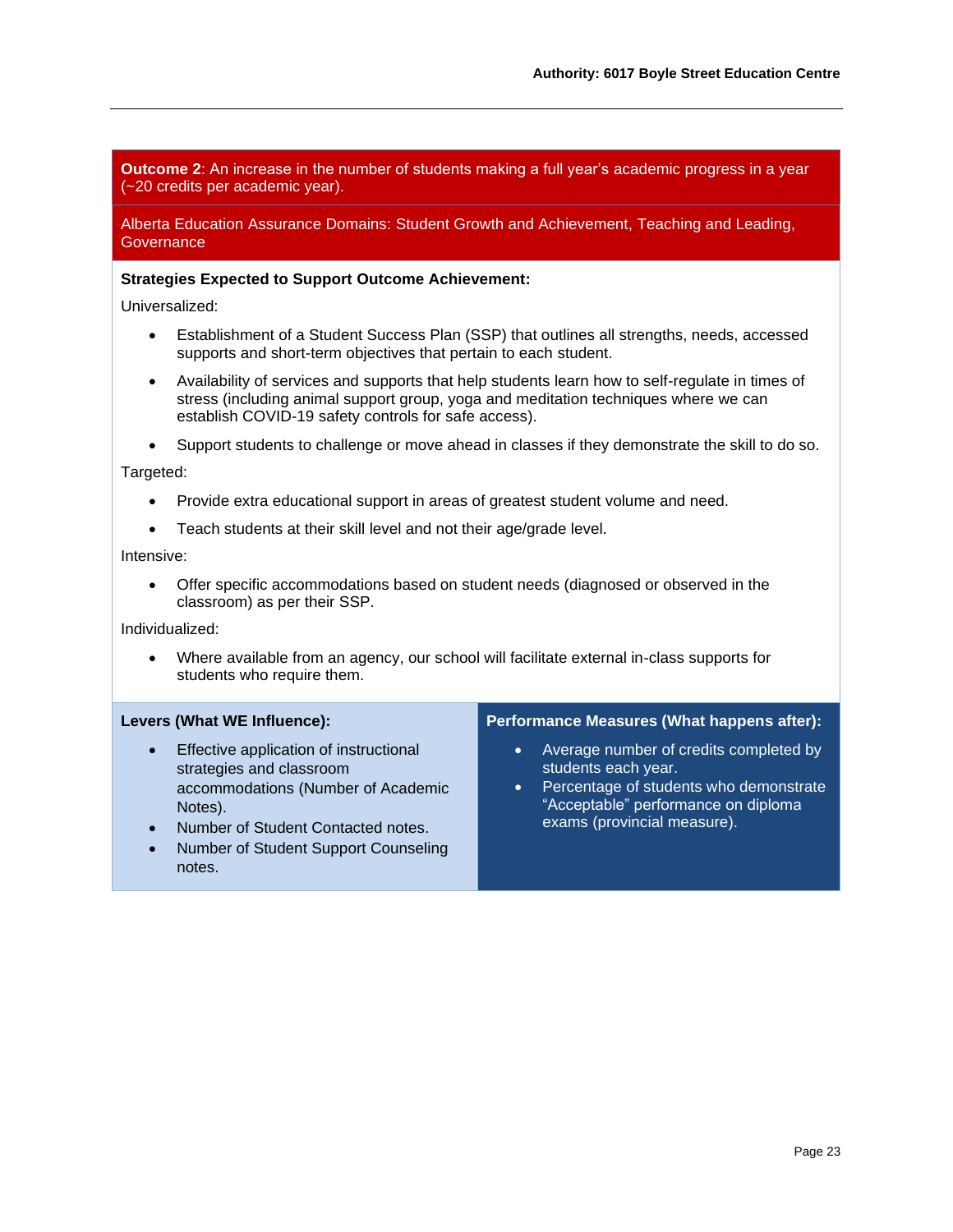**Outcome 2**: An increase in the number of students making a full year's academic progress in a year (~20 credits per academic year).

Alberta Education Assurance Domains: Student Growth and Achievement, Teaching and Leading, Governance

**Strategies Expected to Support Outcome Achievement:**

Universalized:

- Establishment of a Student Success Plan (SSP) that outlines all strengths, needs, accessed supports and short-term objectives that pertain to each student.
- Availability of services and supports that help students learn how to self-regulate in times of stress (including animal support group, yoga and meditation techniques where we can establish COVID-19 safety controls for safe access).
- Support students to challenge or move ahead in classes if they demonstrate the skill to do so.

Targeted:

- Provide extra educational support in areas of greatest student volume and need.
- Teach students at their skill level and not their age/grade level.

Intensive:

- Offer specific accommodations based on student needs (diagnosed or observed in the classroom) as per their SSP.

Individualized:

- Where available from an agency, our school will facilitate external in-class supports for students who require them.

**Levers (What WE Influence):**

- Effective application of instructional strategies and classroom accommodations (Number of Academic Notes).
- Number of Student Contacted notes.
- Number of Student Support Counseling notes.

**Performance Measures (What happens after):**

- Average number of credits completed by students each year.
- Percentage of students who demonstrate "Acceptable" performance on diploma exams (provincial measure).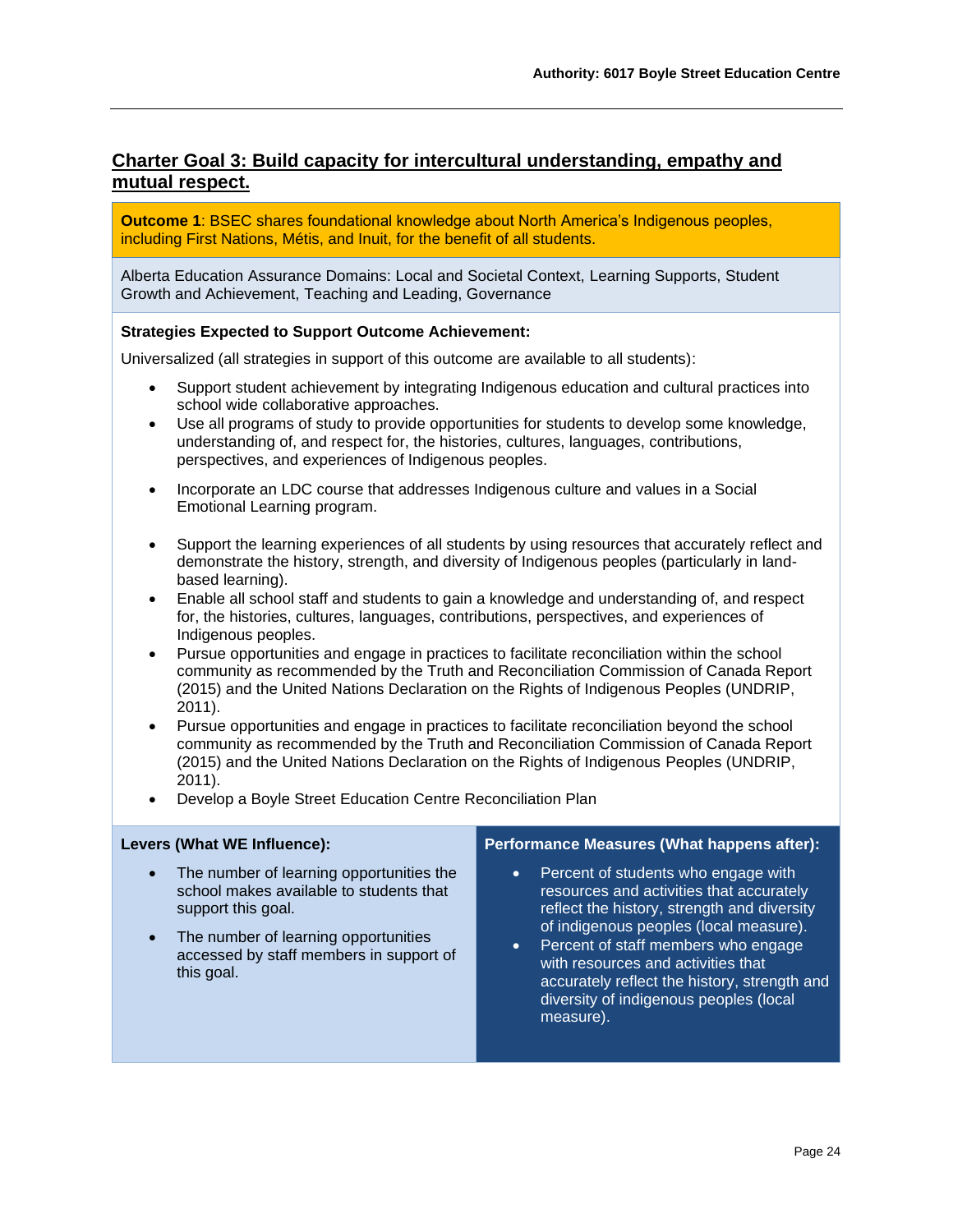## Charter Goal 3: Build capacity for intercultural understanding, empathy and mutual respect.

**Outcome 1**: BSEC shares foundational knowledge about North America's Indigenous peoples, including First Nations, Métis, and Inuit, for the benefit of all students.

Alberta Education Assurance Domains: Local and Societal Context, Learning Supports, Student Growth and Achievement, Teaching and Leading, Governance

**Strategies Expected to Support Outcome Achievement:**

Universalized (all strategies in support of this outcome are available to all students):

- Support student achievement by integrating Indigenous education and cultural practices into school wide collaborative approaches.
- Use all programs of study to provide opportunities for students to develop some knowledge, understanding of, and respect for, the histories, cultures, languages, contributions, perspectives, and experiences of Indigenous peoples.
- Incorporate an LDC course that addresses Indigenous culture and values in a Social Emotional Learning program.
- Support the learning experiences of all students by using resources that accurately reflect and demonstrate the history, strength, and diversity of Indigenous peoples (particularly in land-based learning).
- Enable all school staff and students to gain a knowledge and understanding of, and respect for, the histories, cultures, languages, contributions, perspectives, and experiences of Indigenous peoples.
- Pursue opportunities and engage in practices to facilitate reconciliation within the school community as recommended by the Truth and Reconciliation Commission of Canada Report (2015) and the United Nations Declaration on the Rights of Indigenous Peoples (UNDRIP, 2011).
- Pursue opportunities and engage in practices to facilitate reconciliation beyond the school community as recommended by the Truth and Reconciliation Commission of Canada Report (2015) and the United Nations Declaration on the Rights of Indigenous Peoples (UNDRIP, 2011).
- Develop a Boyle Street Education Centre Reconciliation Plan

| Levers (What WE Influence): | Performance Measures (What happens after): |
|---|---|
| • The number of learning opportunities the school makes available to students that support this goal.<br>• The number of learning opportunities accessed by staff members in support of this goal. | • Percent of students who engage with resources and activities that accurately reflect the history, strength and diversity of indigenous peoples (local measure).<br>• Percent of staff members who engage with resources and activities that accurately reflect the history, strength and diversity of indigenous peoples (local measure). |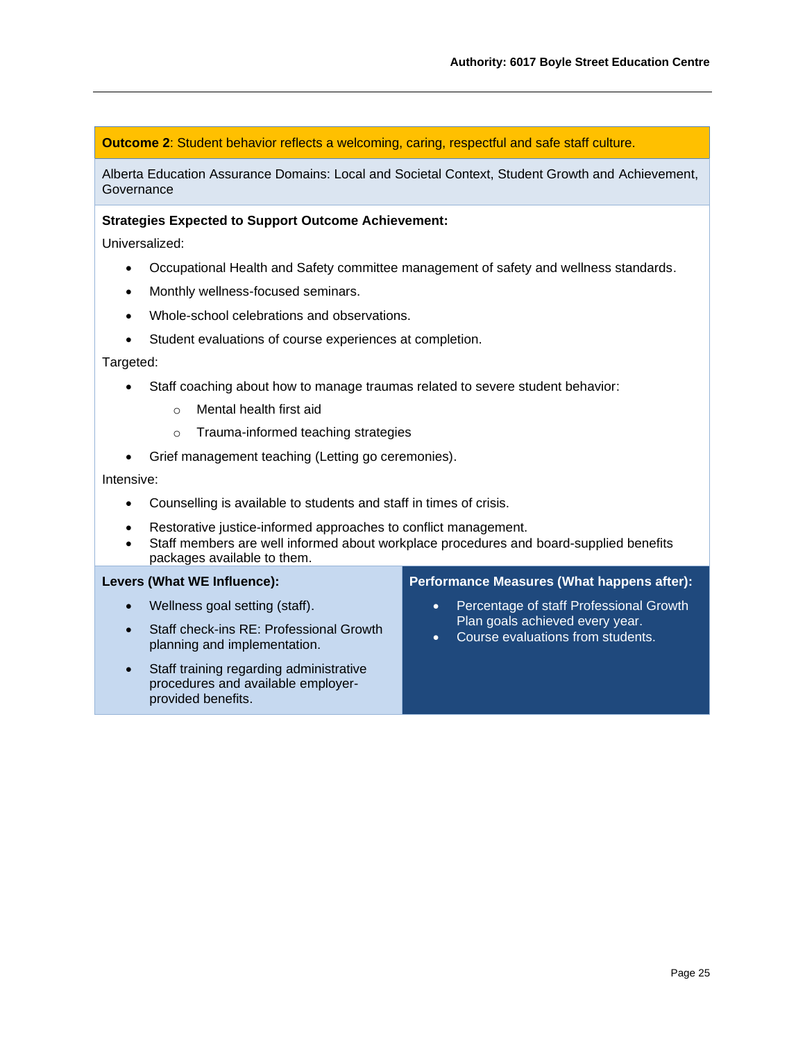**Outcome 2**: Student behavior reflects a welcoming, caring, respectful and safe staff culture.

Alberta Education Assurance Domains: Local and Societal Context, Student Growth and Achievement, Governance

**Strategies Expected to Support Outcome Achievement:**

Universalized:

- Occupational Health and Safety committee management of safety and wellness standards.
- Monthly wellness-focused seminars.
- Whole-school celebrations and observations.
- Student evaluations of course experiences at completion.

Targeted:

- Staff coaching about how to manage traumas related to severe student behavior:
  - Mental health first aid
  - Trauma-informed teaching strategies
- Grief management teaching (Letting go ceremonies).

Intensive:

- Counselling is available to students and staff in times of crisis.
- Restorative justice-informed approaches to conflict management.
- Staff members are well informed about workplace procedures and board-supplied benefits packages available to them.

**Levers (What WE Influence):**

- Wellness goal setting (staff).
- Staff check-ins RE: Professional Growth planning and implementation.
- Staff training regarding administrative procedures and available employer-provided benefits.

**Performance Measures (What happens after):**

- Percentage of staff Professional Growth Plan goals achieved every year.
- Course evaluations from students.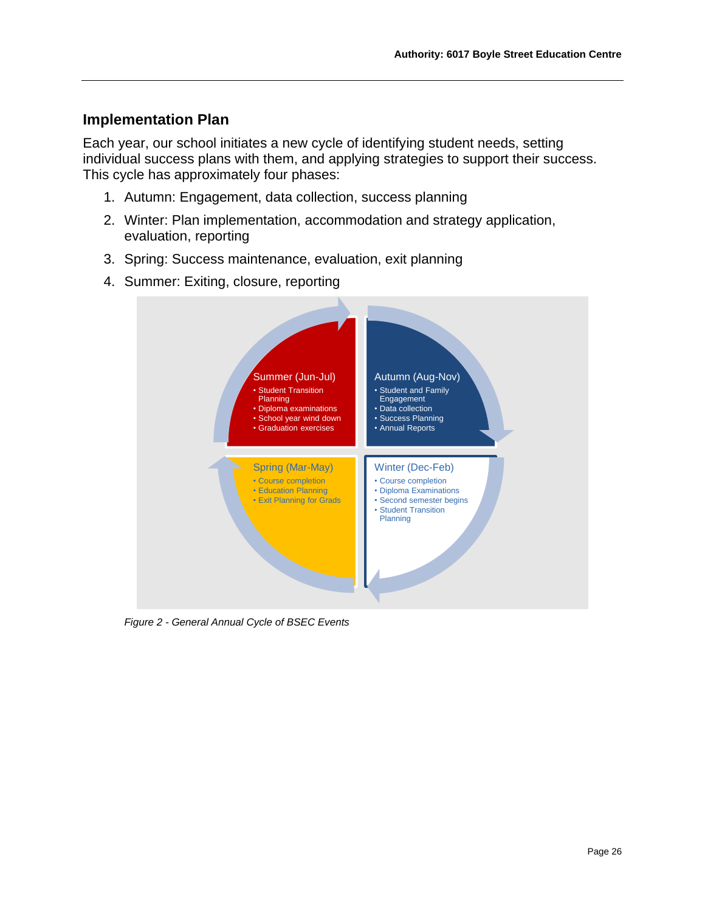## Implementation Plan

Each year, our school initiates a new cycle of identifying student needs, setting individual success plans with them, and applying strategies to support their success. This cycle has approximately four phases:

1. Autumn: Engagement, data collection, success planning
2. Winter: Plan implementation, accommodation and strategy application, evaluation, reporting
3. Spring: Success maintenance, evaluation, exit planning
4. Summer: Exiting, closure, reporting

Summer (Jun-Jul)
- Student Transition Planning
- Diploma examinations
- School year wind down
- Graduation exercises

Autumn (Aug-Nov)
- Student and Family Engagement
- Data collection
- Success Planning
- Annual Reports

Spring (Mar-May)
- Course completion
- Education Planning
- Exit Planning for Grads

Winter (Dec-Feb)
- Course completion
- Diploma Examinations
- Second semester begins
- Student Transition Planning

*Figure 2 - General Annual Cycle of BSEC Events*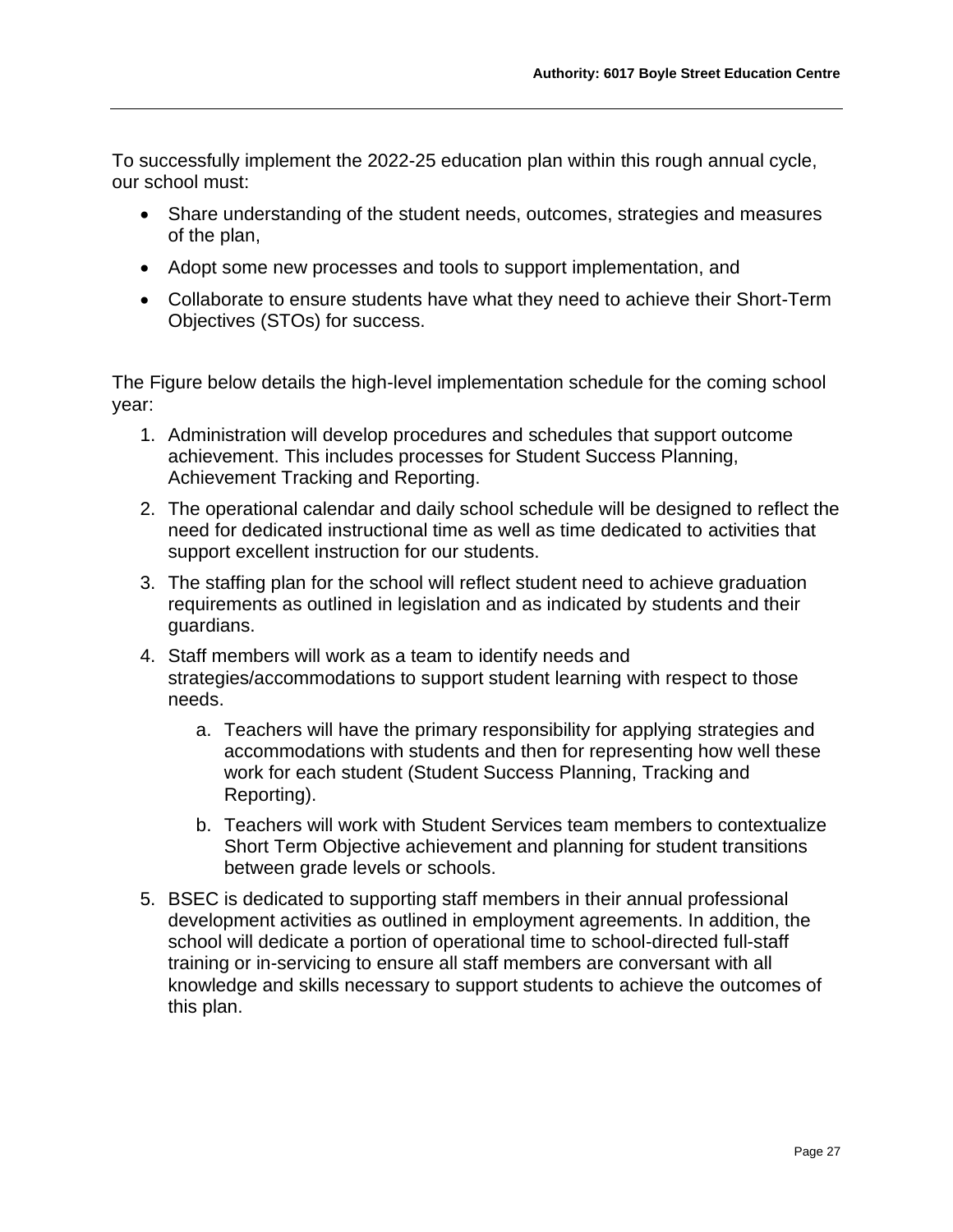To successfully implement the 2022-25 education plan within this rough annual cycle, our school must:

- Share understanding of the student needs, outcomes, strategies and measures of the plan,
- Adopt some new processes and tools to support implementation, and
- Collaborate to ensure students have what they need to achieve their Short-Term Objectives (STOs) for success.

The Figure below details the high-level implementation schedule for the coming school year:

1. Administration will develop procedures and schedules that support outcome achievement. This includes processes for Student Success Planning, Achievement Tracking and Reporting.
2. The operational calendar and daily school schedule will be designed to reflect the need for dedicated instructional time as well as time dedicated to activities that support excellent instruction for our students.
3. The staffing plan for the school will reflect student need to achieve graduation requirements as outlined in legislation and as indicated by students and their guardians.
4. Staff members will work as a team to identify needs and strategies/accommodations to support student learning with respect to those needs.
    a. Teachers will have the primary responsibility for applying strategies and accommodations with students and then for representing how well these work for each student (Student Success Planning, Tracking and Reporting).
    b. Teachers will work with Student Services team members to contextualize Short Term Objective achievement and planning for student transitions between grade levels or schools.
5. BSEC is dedicated to supporting staff members in their annual professional development activities as outlined in employment agreements. In addition, the school will dedicate a portion of operational time to school-directed full-staff training or in-servicing to ensure all staff members are conversant with all knowledge and skills necessary to support students to achieve the outcomes of this plan.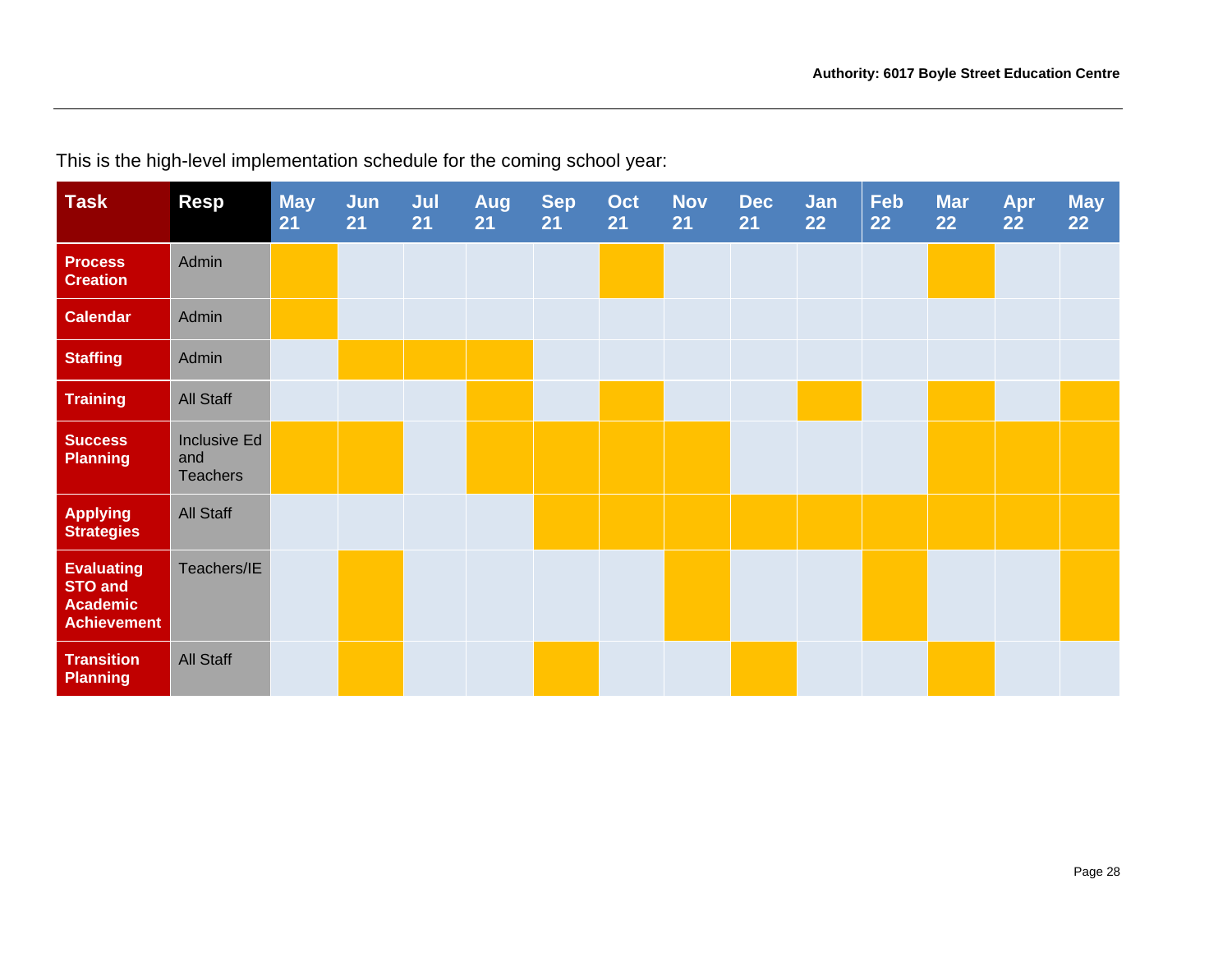This is the high-level implementation schedule for the coming school year:

| Task | Resp | May 21 | Jun 21 | Jul 21 | Aug 21 | Sep 21 | Oct 21 | Nov 21 | Dec 21 | Jan 22 | Feb 22 | Mar 22 | Apr 22 | May 22 |
|---|---|---|---|---|---|---|---|---|---|---|---|---|---|---|
| **Process Creation** | Admin | X | | | | | X | | | | | X | | |
| **Calendar** | Admin | X | | | | | | | | | | | | |
| **Staffing** | Admin | | X | X | X | | | | | | | | | |
| **Training** | All Staff | | | | X | | X | | | X | | X | | X |
| **Success Planning** | Inclusive Ed and Teachers | X | X | | X | X | X | X | | | | X | X | X |
| **Applying Strategies** | All Staff | | | | | X | X | X | X | X | X | X | X | X |
| **Evaluating STO and Academic Achievement** | Teachers/IE | | X | | | | | X | | | X | | | X |
| **Transition Planning** | All Staff | | X | | | X | | | X | | | X | | |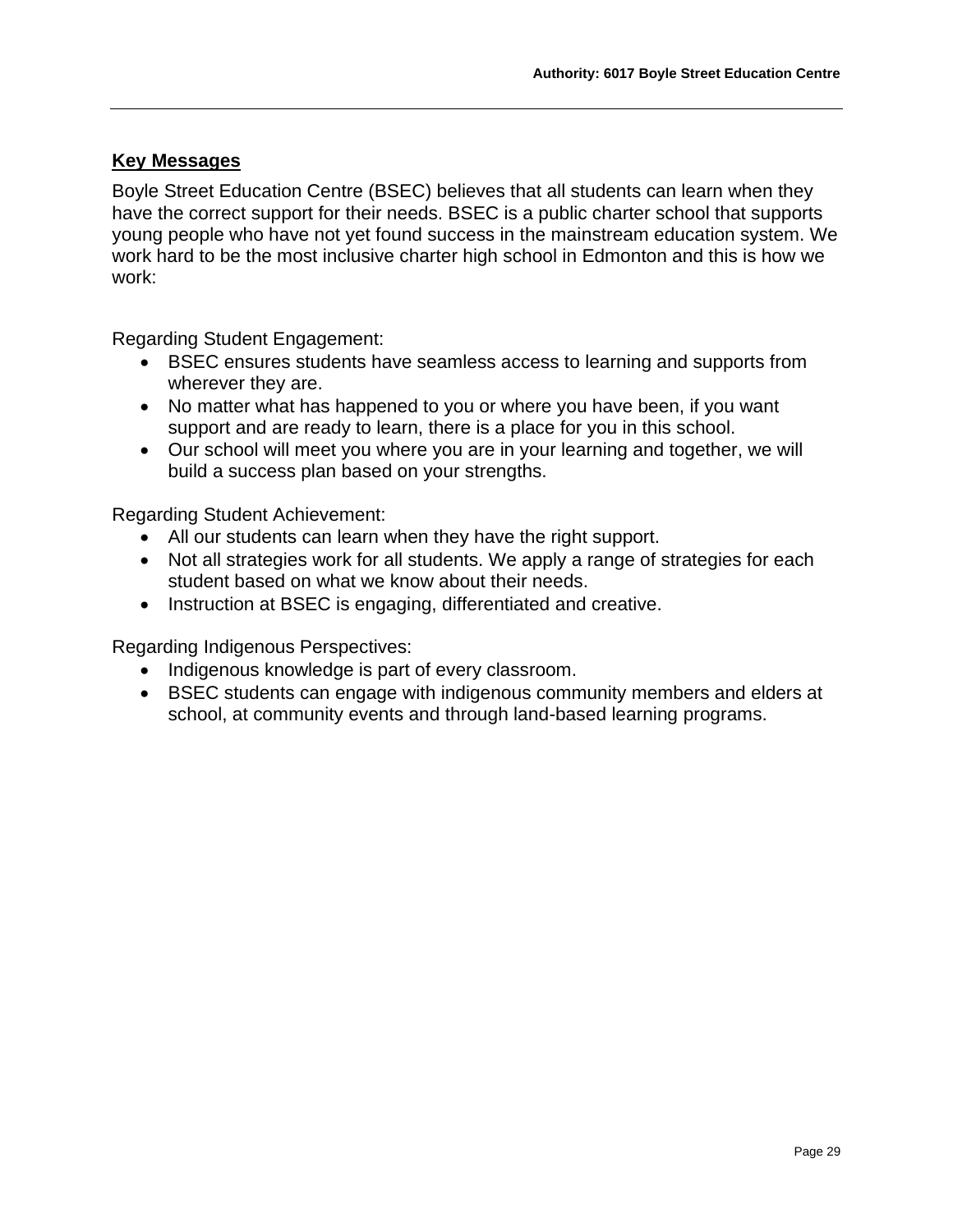## Key Messages

Boyle Street Education Centre (BSEC) believes that all students can learn when they have the correct support for their needs. BSEC is a public charter school that supports young people who have not yet found success in the mainstream education system. We work hard to be the most inclusive charter high school in Edmonton and this is how we work:

Regarding Student Engagement:

- BSEC ensures students have seamless access to learning and supports from wherever they are.
- No matter what has happened to you or where you have been, if you want support and are ready to learn, there is a place for you in this school.
- Our school will meet you where you are in your learning and together, we will build a success plan based on your strengths.

Regarding Student Achievement:

- All our students can learn when they have the right support.
- Not all strategies work for all students. We apply a range of strategies for each student based on what we know about their needs.
- Instruction at BSEC is engaging, differentiated and creative.

Regarding Indigenous Perspectives:

- Indigenous knowledge is part of every classroom.
- BSEC students can engage with indigenous community members and elders at school, at community events and through land-based learning programs.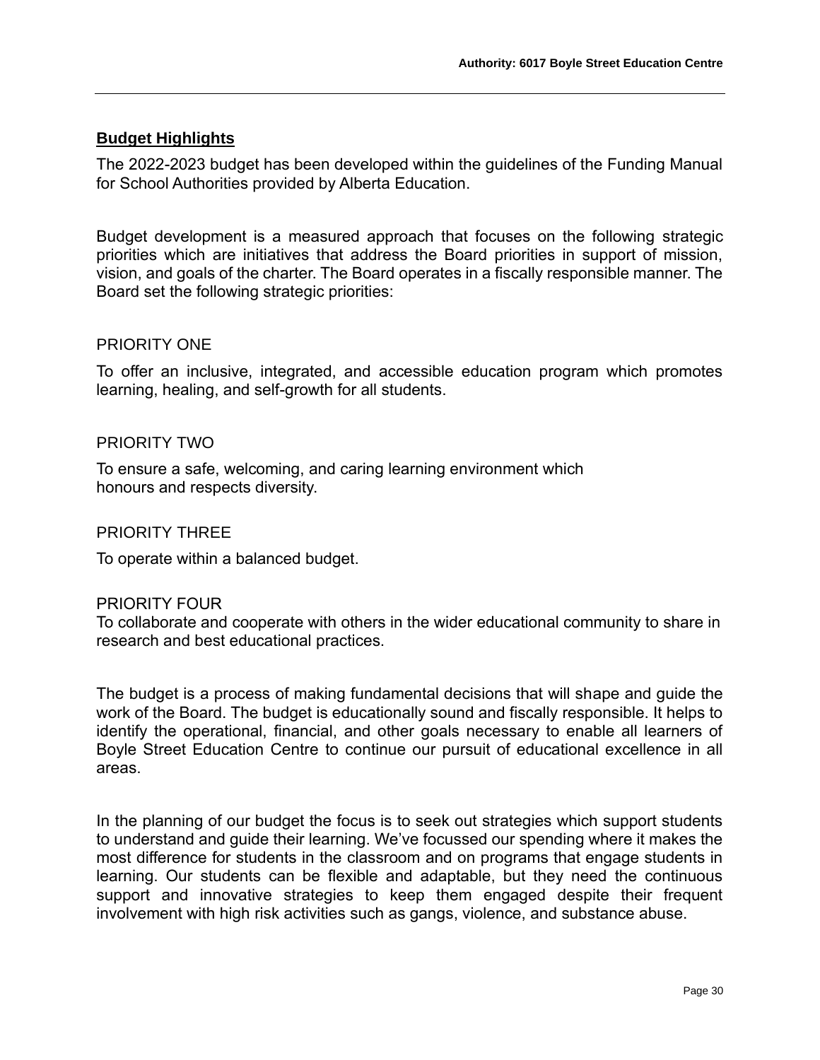## Budget Highlights

The 2022-2023 budget has been developed within the guidelines of the Funding Manual for School Authorities provided by Alberta Education.

Budget development is a measured approach that focuses on the following strategic priorities which are initiatives that address the Board priorities in support of mission, vision, and goals of the charter. The Board operates in a fiscally responsible manner. The Board set the following strategic priorities:

PRIORITY ONE

To offer an inclusive, integrated, and accessible education program which promotes learning, healing, and self-growth for all students.

PRIORITY TWO

To ensure a safe, welcoming, and caring learning environment which honours and respects diversity.

PRIORITY THREE

To operate within a balanced budget.

PRIORITY FOUR

To collaborate and cooperate with others in the wider educational community to share in research and best educational practices.

The budget is a process of making fundamental decisions that will shape and guide the work of the Board. The budget is educationally sound and fiscally responsible. It helps to identify the operational, financial, and other goals necessary to enable all learners of Boyle Street Education Centre to continue our pursuit of educational excellence in all areas.

In the planning of our budget the focus is to seek out strategies which support students to understand and guide their learning. We've focussed our spending where it makes the most difference for students in the classroom and on programs that engage students in learning. Our students can be flexible and adaptable, but they need the continuous support and innovative strategies to keep them engaged despite their frequent involvement with high risk activities such as gangs, violence, and substance abuse.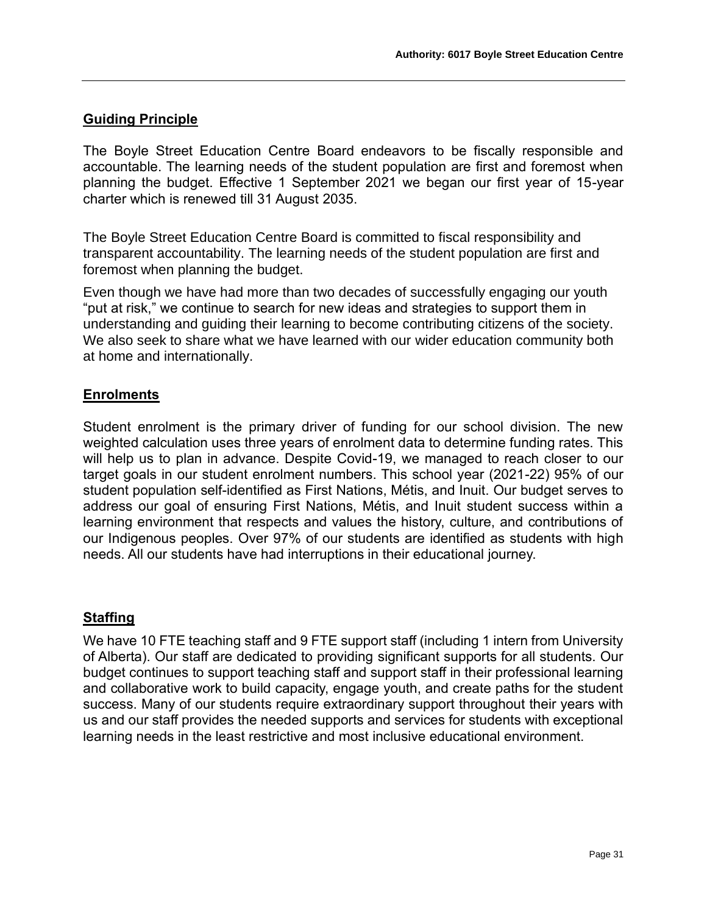## Guiding Principle

The Boyle Street Education Centre Board endeavors to be fiscally responsible and accountable. The learning needs of the student population are first and foremost when planning the budget. Effective 1 September 2021 we began our first year of 15-year charter which is renewed till 31 August 2035.

The Boyle Street Education Centre Board is committed to fiscal responsibility and transparent accountability. The learning needs of the student population are first and foremost when planning the budget.

Even though we have had more than two decades of successfully engaging our youth "put at risk," we continue to search for new ideas and strategies to support them in understanding and guiding their learning to become contributing citizens of the society. We also seek to share what we have learned with our wider education community both at home and internationally.

## Enrolments

Student enrolment is the primary driver of funding for our school division. The new weighted calculation uses three years of enrolment data to determine funding rates. This will help us to plan in advance. Despite Covid-19, we managed to reach closer to our target goals in our student enrolment numbers. This school year (2021-22) 95% of our student population self-identified as First Nations, Métis, and Inuit. Our budget serves to address our goal of ensuring First Nations, Métis, and Inuit student success within a learning environment that respects and values the history, culture, and contributions of our Indigenous peoples. Over 97% of our students are identified as students with high needs. All our students have had interruptions in their educational journey.

## Staffing

We have 10 FTE teaching staff and 9 FTE support staff (including 1 intern from University of Alberta). Our staff are dedicated to providing significant supports for all students. Our budget continues to support teaching staff and support staff in their professional learning and collaborative work to build capacity, engage youth, and create paths for the student success. Many of our students require extraordinary support throughout their years with us and our staff provides the needed supports and services for students with exceptional learning needs in the least restrictive and most inclusive educational environment.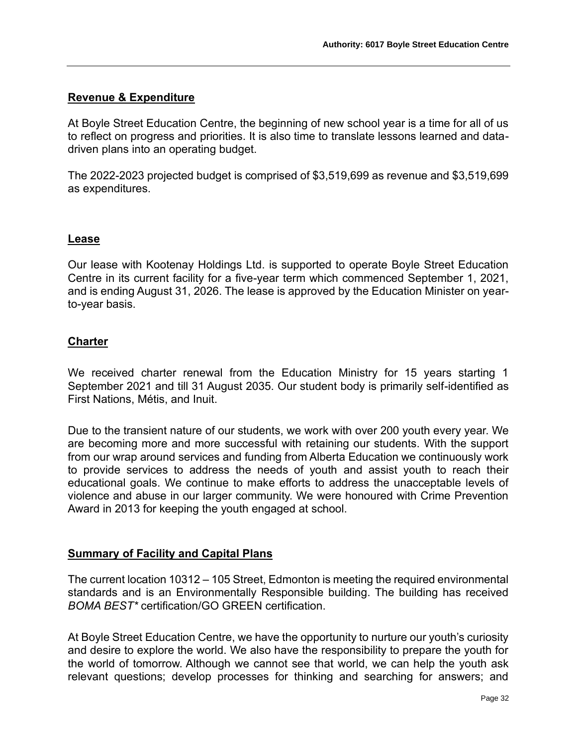## Revenue & Expenditure

At Boyle Street Education Centre, the beginning of new school year is a time for all of us to reflect on progress and priorities. It is also time to translate lessons learned and data-driven plans into an operating budget.

The 2022-2023 projected budget is comprised of $3,519,699 as revenue and $3,519,699 as expenditures.

## Lease

Our lease with Kootenay Holdings Ltd. is supported to operate Boyle Street Education Centre in its current facility for a five-year term which commenced September 1, 2021, and is ending August 31, 2026. The lease is approved by the Education Minister on year-to-year basis.

## Charter

We received charter renewal from the Education Ministry for 15 years starting 1 September 2021 and till 31 August 2035. Our student body is primarily self-identified as First Nations, Métis, and Inuit.

Due to the transient nature of our students, we work with over 200 youth every year. We are becoming more and more successful with retaining our students. With the support from our wrap around services and funding from Alberta Education we continuously work to provide services to address the needs of youth and assist youth to reach their educational goals. We continue to make efforts to address the unacceptable levels of violence and abuse in our larger community. We were honoured with Crime Prevention Award in 2013 for keeping the youth engaged at school.

## Summary of Facility and Capital Plans

The current location 10312 – 105 Street, Edmonton is meeting the required environmental standards and is an Environmentally Responsible building. The building has received *BOMA BEST** certification/GO GREEN certification.

At Boyle Street Education Centre, we have the opportunity to nurture our youth's curiosity and desire to explore the world. We also have the responsibility to prepare the youth for the world of tomorrow. Although we cannot see that world, we can help the youth ask relevant questions; develop processes for thinking and searching for answers; and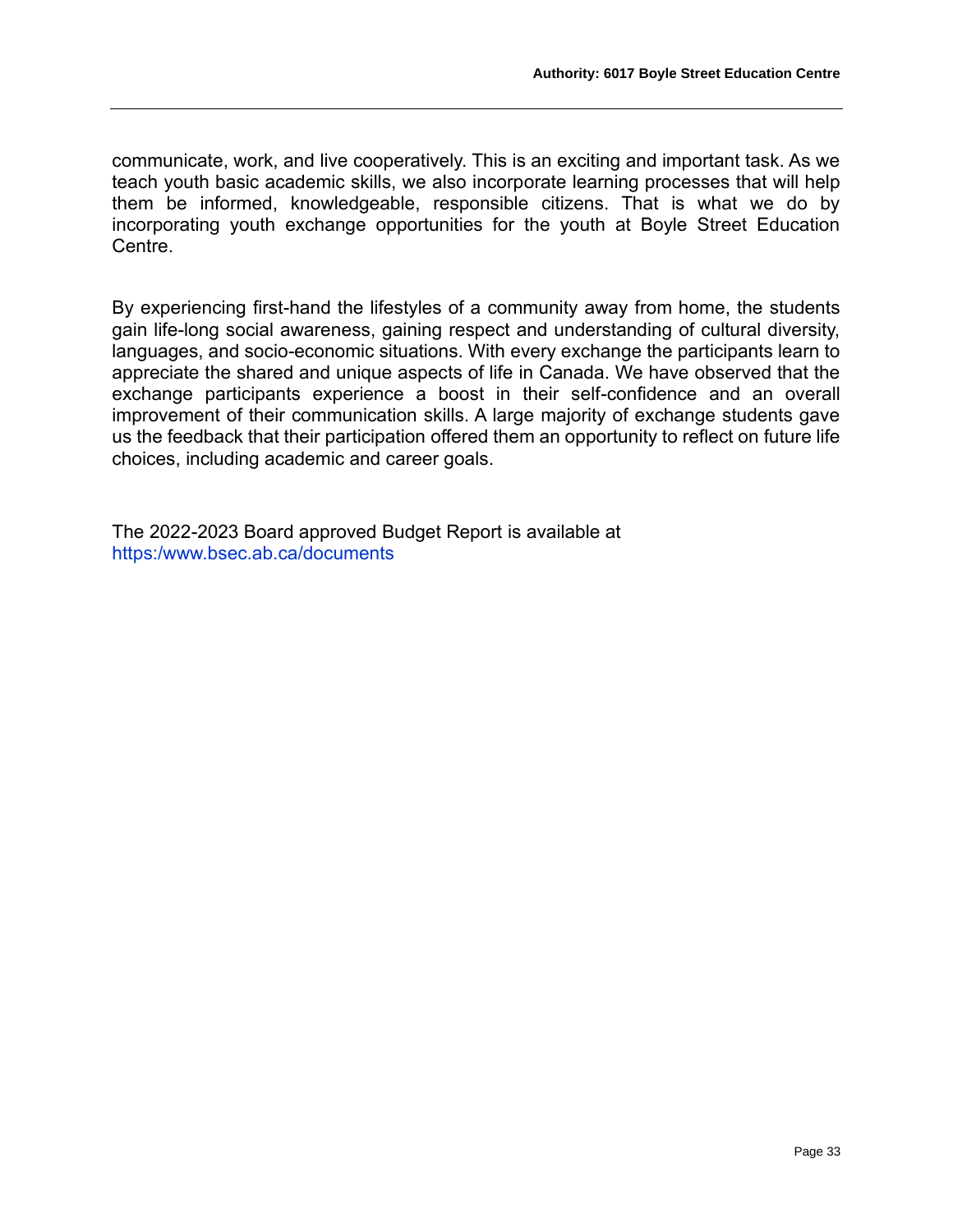communicate, work, and live cooperatively. This is an exciting and important task. As we teach youth basic academic skills, we also incorporate learning processes that will help them be informed, knowledgeable, responsible citizens. That is what we do by incorporating youth exchange opportunities for the youth at Boyle Street Education Centre.

By experiencing first-hand the lifestyles of a community away from home, the students gain life-long social awareness, gaining respect and understanding of cultural diversity, languages, and socio-economic situations. With every exchange the participants learn to appreciate the shared and unique aspects of life in Canada. We have observed that the exchange participants experience a boost in their self-confidence and an overall improvement of their communication skills. A large majority of exchange students gave us the feedback that their participation offered them an opportunity to reflect on future life choices, including academic and career goals.

The 2022-2023 Board approved Budget Report is available at https:/www.bsec.ab.ca/documents